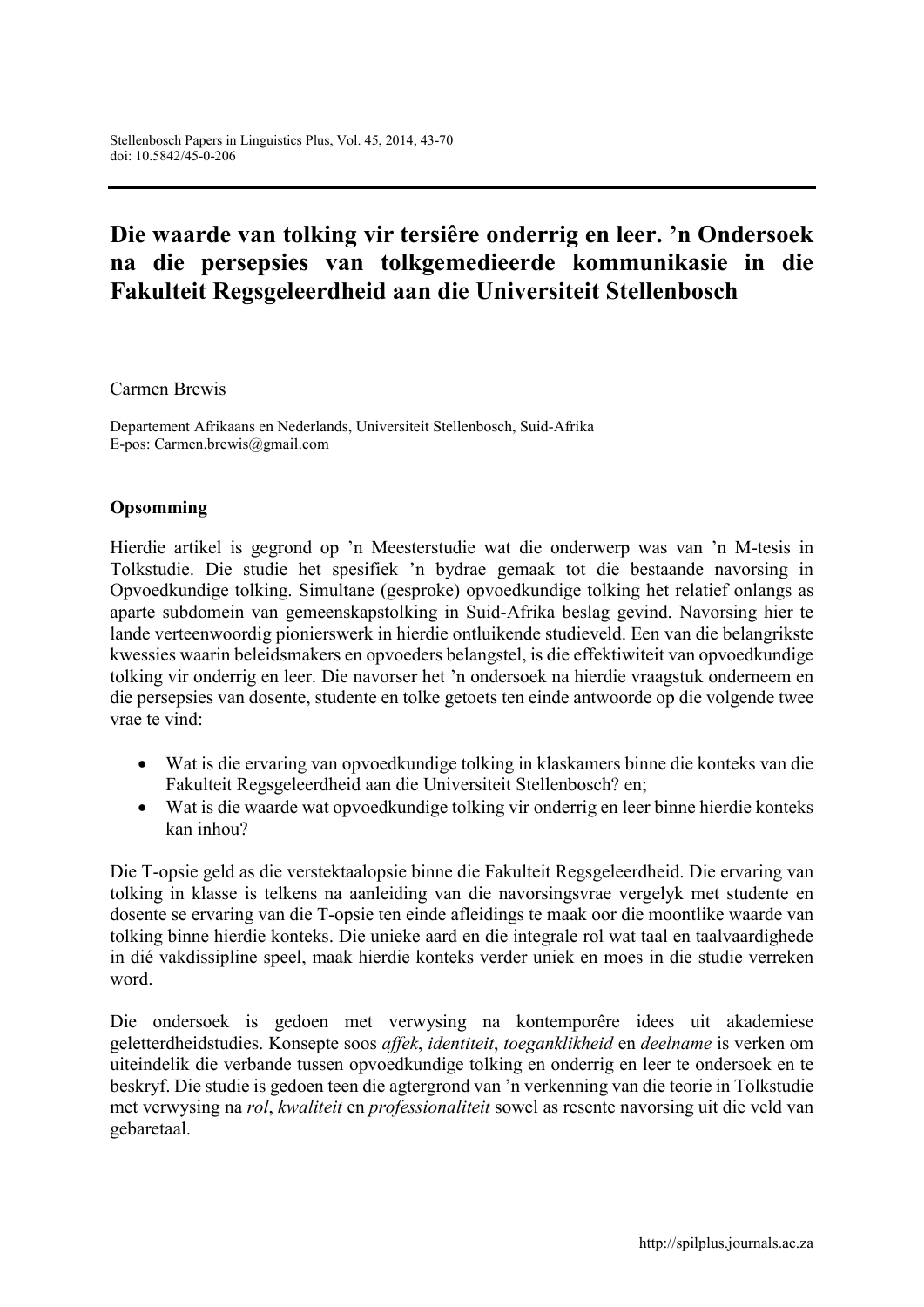# Die waarde van tolking vir tersiêre onderrig en leer. ’n Ondersoek na die persepsies van tolkgemedieerde kommunikasie in die Fakulteit Regsgeleerdheid aan die Universiteit Stellenbosch

Carmen Brewis

Departement Afrikaans en Nederlands, Universiteit Stellenbosch, Suid-Afrika
E-pos: Carmen.brewis@gmail.com

## Opsomming

Hierdie artikel is gegrond op ’n Meesterstudie wat die onderwerp was van ’n M-tesis in Tolkstudie. Die studie het spesifiek ’n bydrae gemaak tot die bestaande navorsing in Opvoedkundige tolking. Simultane (gesproke) opvoedkundige tolking het relatief onlangs as aparte subdomein van gemeenskapstolking in Suid-Afrika beslag gevind. Navorsing hier te lande verteenwoordig pionierswerk in hierdie ontluikende studieveld. Een van die belangrikste kwessies waarin beleidsmakers en opvoeders belangstel, is die effektiwiteit van opvoedkundige tolking vir onderrig en leer. Die navorser het ’n ondersoek na hierdie vraagstuk onderneem en die persepsies van dosente, studente en tolke getoets ten einde antwoorde op die volgende twee vrae te vind:

- Wat is die ervaring van opvoedkundige tolking in klaskamers binne die konteks van die Fakulteit Regsgeleerdheid aan die Universiteit Stellenbosch? en;
- Wat is die waarde wat opvoedkundige tolking vir onderrig en leer binne hierdie konteks kan inhou?

Die T-opsie geld as die verstektaalopsie binne die Fakulteit Regsgeleerdheid. Die ervaring van tolking in klasse is telkens na aanleiding van die navorsingsvrae vergelyk met studente en dosente se ervaring van die T-opsie ten einde afleidings te maak oor die moontlike waarde van tolking binne hierdie konteks. Die unieke aard en die integrale rol wat taal en taalvaardighede in dié vakdissipline speel, maak hierdie konteks verder uniek en moes in die studie verreken word.

Die ondersoek is gedoen met verwysing na kontemporêre idees uit akademiese geletterdheidstudies. Konsepte soos *affek*, *identiteit*, *toeganklikheid* en *deelname* is verken om uiteindelik die verbande tussen opvoedkundige tolking en onderrig en leer te ondersoek en te beskryf. Die studie is gedoen teen die agtergrond van ’n verkenning van die teorie in Tolkstudie met verwysing na *rol*, *kwaliteit* en *professionaliteit* sowel as resente navorsing uit die veld van gebaretaal.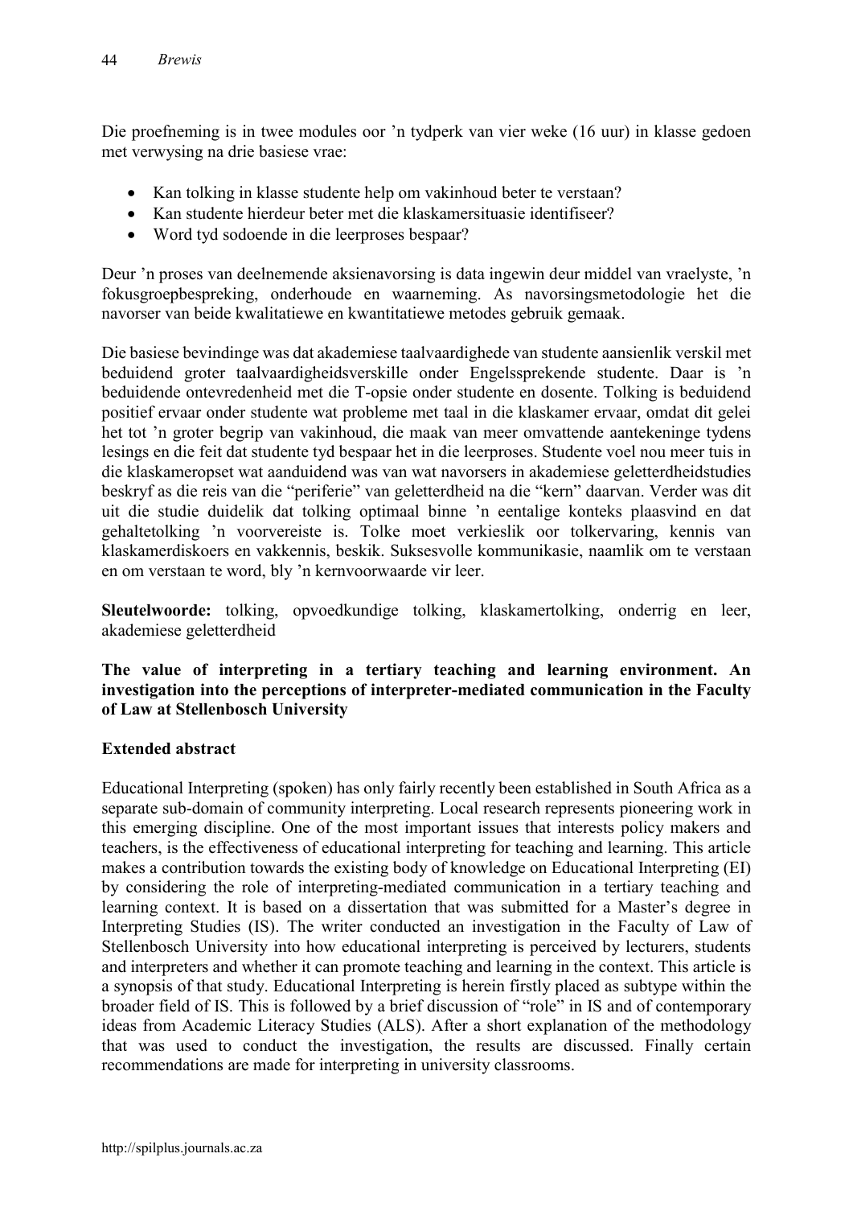Die proefneming is in twee modules oor 'n tydperk van vier weke (16 uur) in klasse gedoen met verwysing na drie basiese vrae:

- Kan tolking in klasse studente help om vakinhoud beter te verstaan?
- Kan studente hierdeur beter met die klaskamersituasie identifiseer?
- Word tyd sodoende in die leerproses bespaar?

Deur 'n proses van deelnemende aksienavorsing is data ingewin deur middel van vraelyste, 'n fokusgroepbespreking, onderhoude en waarneming. As navorsingsmetodologie het die navorser van beide kwalitatiewe en kwantitatiewe metodes gebruik gemaak.

Die basiese bevindinge was dat akademiese taalvaardighede van studente aansienlik verskil met beduidend groter taalvaardigheidsverskille onder Engelssprekende studente. Daar is 'n beduidende ontevredenheid met die T-opsie onder studente en dosente. Tolking is beduidend positief ervaar onder studente wat probleme met taal in die klaskamer ervaar, omdat dit gelei het tot 'n groter begrip van vakinhoud, die maak van meer omvattende aantekeninge tydens lesings en die feit dat studente tyd bespaar het in die leerproses. Studente voel nou meer tuis in die klaskameropset wat aanduidend was van wat navorsers in akademiese geletterdheidstudies beskryf as die reis van die "periferie" van geletterdheid na die "kern" daarvan. Verder was dit uit die studie duidelik dat tolking optimaal binne 'n eentalige konteks plaasvind en dat gehaltetolking 'n voorvereiste is. Tolke moet verkieslik oor tolkervaring, kennis van klaskamerdiskoers en vakkennis, beskik. Suksesvolle kommunikasie, naamlik om te verstaan en om verstaan te word, bly 'n kernvoorwaarde vir leer.

**Sleutelwoorde:** tolking, opvoedkundige tolking, klaskamertolking, onderrig en leer, akademiese geletterdheid

**The value of interpreting in a tertiary teaching and learning environment. An investigation into the perceptions of interpreter-mediated communication in the Faculty of Law at Stellenbosch University**

**Extended abstract**

Educational Interpreting (spoken) has only fairly recently been established in South Africa as a separate sub-domain of community interpreting. Local research represents pioneering work in this emerging discipline. One of the most important issues that interests policy makers and teachers, is the effectiveness of educational interpreting for teaching and learning. This article makes a contribution towards the existing body of knowledge on Educational Interpreting (EI) by considering the role of interpreting-mediated communication in a tertiary teaching and learning context. It is based on a dissertation that was submitted for a Master's degree in Interpreting Studies (IS). The writer conducted an investigation in the Faculty of Law of Stellenbosch University into how educational interpreting is perceived by lecturers, students and interpreters and whether it can promote teaching and learning in the context. This article is a synopsis of that study. Educational Interpreting is herein firstly placed as subtype within the broader field of IS. This is followed by a brief discussion of "role" in IS and of contemporary ideas from Academic Literacy Studies (ALS). After a short explanation of the methodology that was used to conduct the investigation, the results are discussed. Finally certain recommendations are made for interpreting in university classrooms.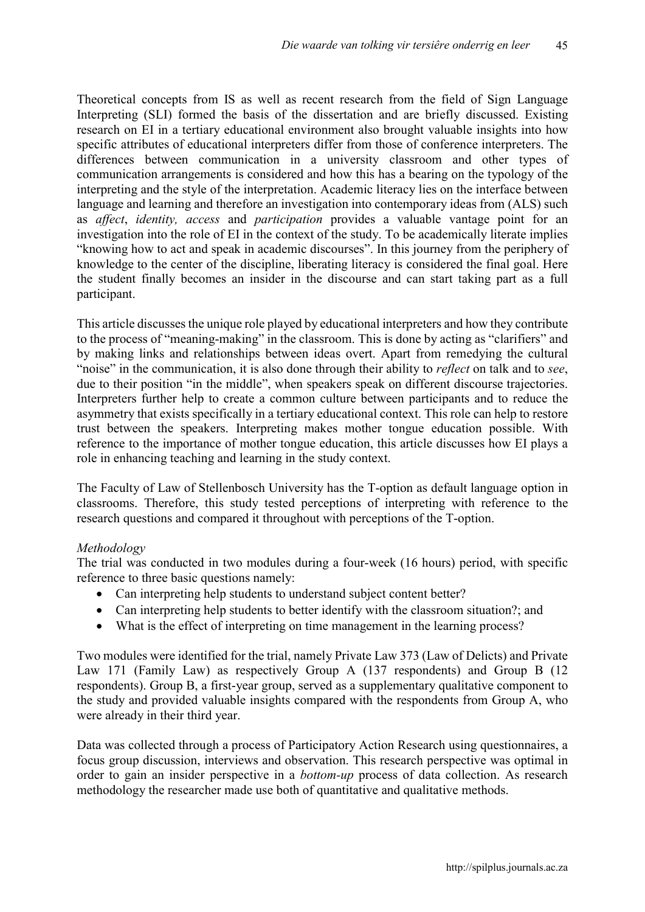Theoretical concepts from IS as well as recent research from the field of Sign Language Interpreting (SLI) formed the basis of the dissertation and are briefly discussed. Existing research on EI in a tertiary educational environment also brought valuable insights into how specific attributes of educational interpreters differ from those of conference interpreters. The differences between communication in a university classroom and other types of communication arrangements is considered and how this has a bearing on the typology of the interpreting and the style of the interpretation. Academic literacy lies on the interface between language and learning and therefore an investigation into contemporary ideas from (ALS) such as *affect*, *identity, access* and *participation* provides a valuable vantage point for an investigation into the role of EI in the context of the study. To be academically literate implies "knowing how to act and speak in academic discourses". In this journey from the periphery of knowledge to the center of the discipline, liberating literacy is considered the final goal. Here the student finally becomes an insider in the discourse and can start taking part as a full participant.

This article discusses the unique role played by educational interpreters and how they contribute to the process of "meaning-making" in the classroom. This is done by acting as "clarifiers" and by making links and relationships between ideas overt. Apart from remedying the cultural "noise" in the communication, it is also done through their ability to *reflect* on talk and to *see*, due to their position "in the middle", when speakers speak on different discourse trajectories. Interpreters further help to create a common culture between participants and to reduce the asymmetry that exists specifically in a tertiary educational context. This role can help to restore trust between the speakers. Interpreting makes mother tongue education possible. With reference to the importance of mother tongue education, this article discusses how EI plays a role in enhancing teaching and learning in the study context.

The Faculty of Law of Stellenbosch University has the T-option as default language option in classrooms. Therefore, this study tested perceptions of interpreting with reference to the research questions and compared it throughout with perceptions of the T-option.

*Methodology*

The trial was conducted in two modules during a four-week (16 hours) period, with specific reference to three basic questions namely:

- Can interpreting help students to understand subject content better?
- Can interpreting help students to better identify with the classroom situation?; and
- What is the effect of interpreting on time management in the learning process?

Two modules were identified for the trial, namely Private Law 373 (Law of Delicts) and Private Law 171 (Family Law) as respectively Group A (137 respondents) and Group B (12 respondents). Group B, a first-year group, served as a supplementary qualitative component to the study and provided valuable insights compared with the respondents from Group A, who were already in their third year.

Data was collected through a process of Participatory Action Research using questionnaires, a focus group discussion, interviews and observation. This research perspective was optimal in order to gain an insider perspective in a *bottom-up* process of data collection. As research methodology the researcher made use both of quantitative and qualitative methods.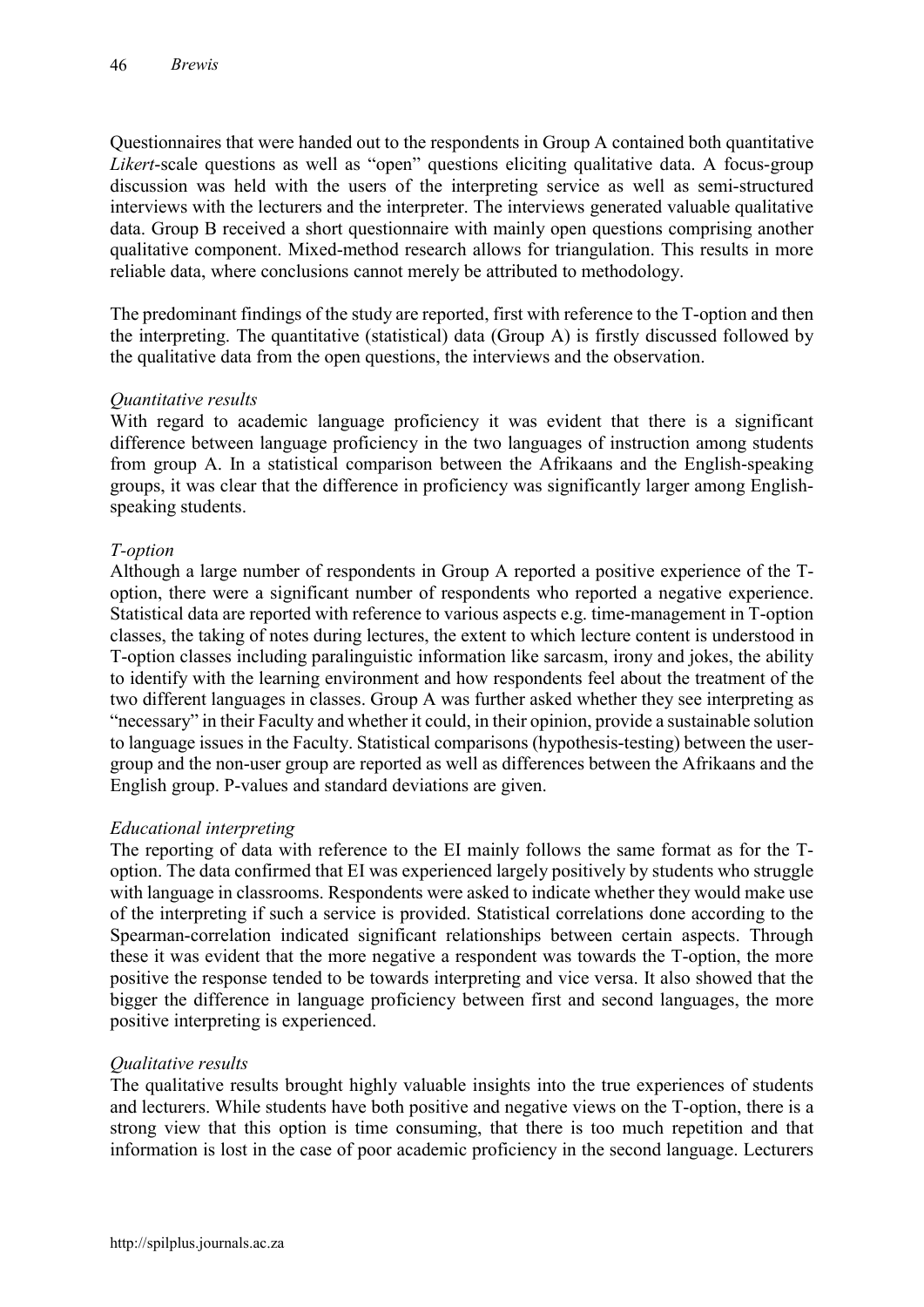Questionnaires that were handed out to the respondents in Group A contained both quantitative *Likert*-scale questions as well as "open" questions eliciting qualitative data. A focus-group discussion was held with the users of the interpreting service as well as semi-structured interviews with the lecturers and the interpreter. The interviews generated valuable qualitative data. Group B received a short questionnaire with mainly open questions comprising another qualitative component. Mixed-method research allows for triangulation. This results in more reliable data, where conclusions cannot merely be attributed to methodology.

The predominant findings of the study are reported, first with reference to the T-option and then the interpreting. The quantitative (statistical) data (Group A) is firstly discussed followed by the qualitative data from the open questions, the interviews and the observation.

*Quantitative results*

With regard to academic language proficiency it was evident that there is a significant difference between language proficiency in the two languages of instruction among students from group A. In a statistical comparison between the Afrikaans and the English-speaking groups, it was clear that the difference in proficiency was significantly larger among English-speaking students.

*T-option*

Although a large number of respondents in Group A reported a positive experience of the T-option, there were a significant number of respondents who reported a negative experience. Statistical data are reported with reference to various aspects e.g. time-management in T-option classes, the taking of notes during lectures, the extent to which lecture content is understood in T-option classes including paralinguistic information like sarcasm, irony and jokes, the ability to identify with the learning environment and how respondents feel about the treatment of the two different languages in classes. Group A was further asked whether they see interpreting as "necessary" in their Faculty and whether it could, in their opinion, provide a sustainable solution to language issues in the Faculty. Statistical comparisons (hypothesis-testing) between the user-group and the non-user group are reported as well as differences between the Afrikaans and the English group. P-values and standard deviations are given.

*Educational interpreting*

The reporting of data with reference to the EI mainly follows the same format as for the T-option. The data confirmed that EI was experienced largely positively by students who struggle with language in classrooms. Respondents were asked to indicate whether they would make use of the interpreting if such a service is provided. Statistical correlations done according to the Spearman-correlation indicated significant relationships between certain aspects. Through these it was evident that the more negative a respondent was towards the T-option, the more positive the response tended to be towards interpreting and vice versa. It also showed that the bigger the difference in language proficiency between first and second languages, the more positive interpreting is experienced.

*Qualitative results*

The qualitative results brought highly valuable insights into the true experiences of students and lecturers. While students have both positive and negative views on the T-option, there is a strong view that this option is time consuming, that there is too much repetition and that information is lost in the case of poor academic proficiency in the second language. Lecturers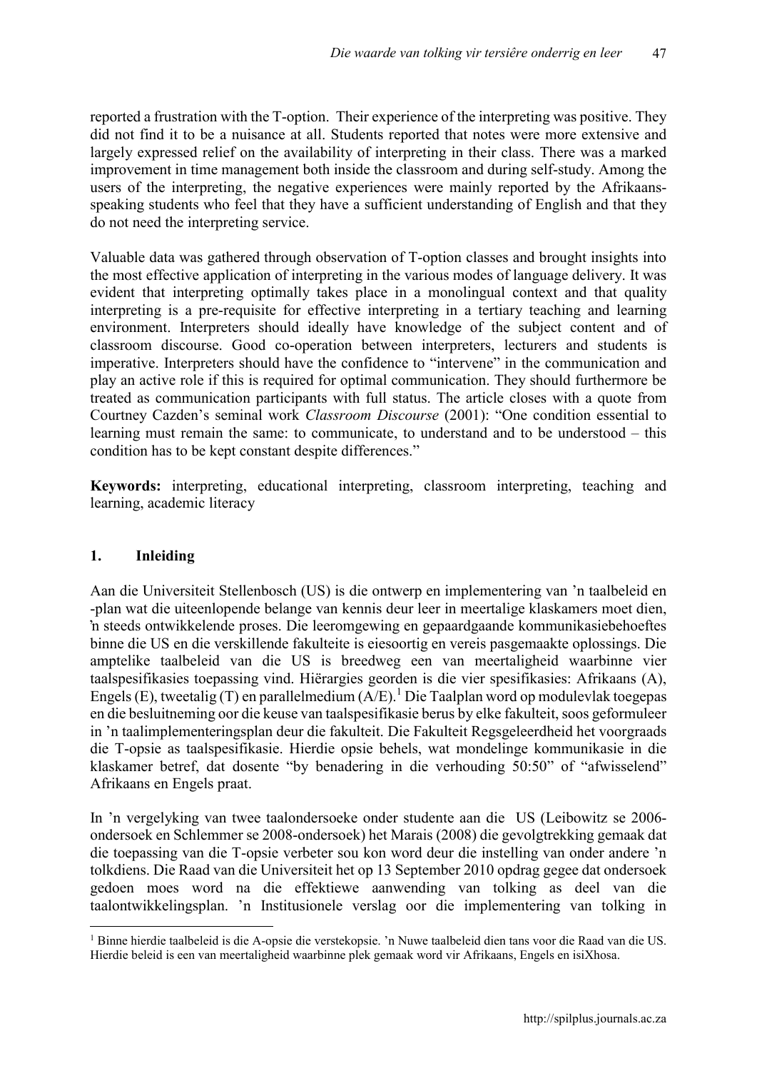reported a frustration with the T-option. Their experience of the interpreting was positive. They did not find it to be a nuisance at all. Students reported that notes were more extensive and largely expressed relief on the availability of interpreting in their class. There was a marked improvement in time management both inside the classroom and during self-study. Among the users of the interpreting, the negative experiences were mainly reported by the Afrikaans-speaking students who feel that they have a sufficient understanding of English and that they do not need the interpreting service.

Valuable data was gathered through observation of T-option classes and brought insights into the most effective application of interpreting in the various modes of language delivery. It was evident that interpreting optimally takes place in a monolingual context and that quality interpreting is a pre-requisite for effective interpreting in a tertiary teaching and learning environment. Interpreters should ideally have knowledge of the subject content and of classroom discourse. Good co-operation between interpreters, lecturers and students is imperative. Interpreters should have the confidence to "intervene" in the communication and play an active role if this is required for optimal communication. They should furthermore be treated as communication participants with full status. The article closes with a quote from Courtney Cazden's seminal work *Classroom Discourse* (2001): "One condition essential to learning must remain the same: to communicate, to understand and to be understood – this condition has to be kept constant despite differences."

**Keywords:** interpreting, educational interpreting, classroom interpreting, teaching and learning, academic literacy

## 1. Inleiding

Aan die Universiteit Stellenbosch (US) is die ontwerp en implementering van 'n taalbeleid en -plan wat die uiteenlopende belange van kennis deur leer in meertalige klaskamers moet dien, 'n steeds ontwikkelende proses. Die leeromgewing en gepaardgaande kommunikasiebehoeftes binne die US en die verskillende fakulteite is eiesoortig en vereis pasgemaakte oplossings. Die amptelike taalbeleid van die US is breedweg een van meertaligheid waarbinne vier taalspesifikasies toepassing vind. Hiërargies georden is die vier spesifikasies: Afrikaans (A), Engels (E), tweetalig (T) en parallelmedium (A/E).[1] Die Taalplan word op modulevlak toegepas en die besluitneming oor die keuse van taalspesifikasie berus by elke fakulteit, soos geformuleer in 'n taalimplementeringsplan deur die fakulteit. Die Fakulteit Regsgeleerdheid het voorgraads die T-opsie as taalspesifikasie. Hierdie opsie behels, wat mondelinge kommunikasie in die klaskamer betref, dat dosente "by benadering in die verhouding 50:50" of "afwisselend" Afrikaans en Engels praat.

In 'n vergelyking van twee taalondersoeke onder studente aan die US (Leibowitz se 2006-ondersoek en Schlemmer se 2008-ondersoek) het Marais (2008) die gevolgtrekking gemaak dat die toepassing van die T-opsie verbeter sou kon word deur die instelling van onder andere 'n tolkdiens. Die Raad van die Universiteit het op 13 September 2010 opdrag gegee dat ondersoek gedoen moes word na die effektiewe aanwending van tolking as deel van die taalontwikkelingsplan. 'n Institusionele verslag oor die implementering van tolking in

[1] Binne hierdie taalbeleid is die A-opsie die verstekopsie. 'n Nuwe taalbeleid dien tans voor die Raad van die US. Hierdie beleid is een van meertaligheid waarbinne plek gemaak word vir Afrikaans, Engels en isiXhosa.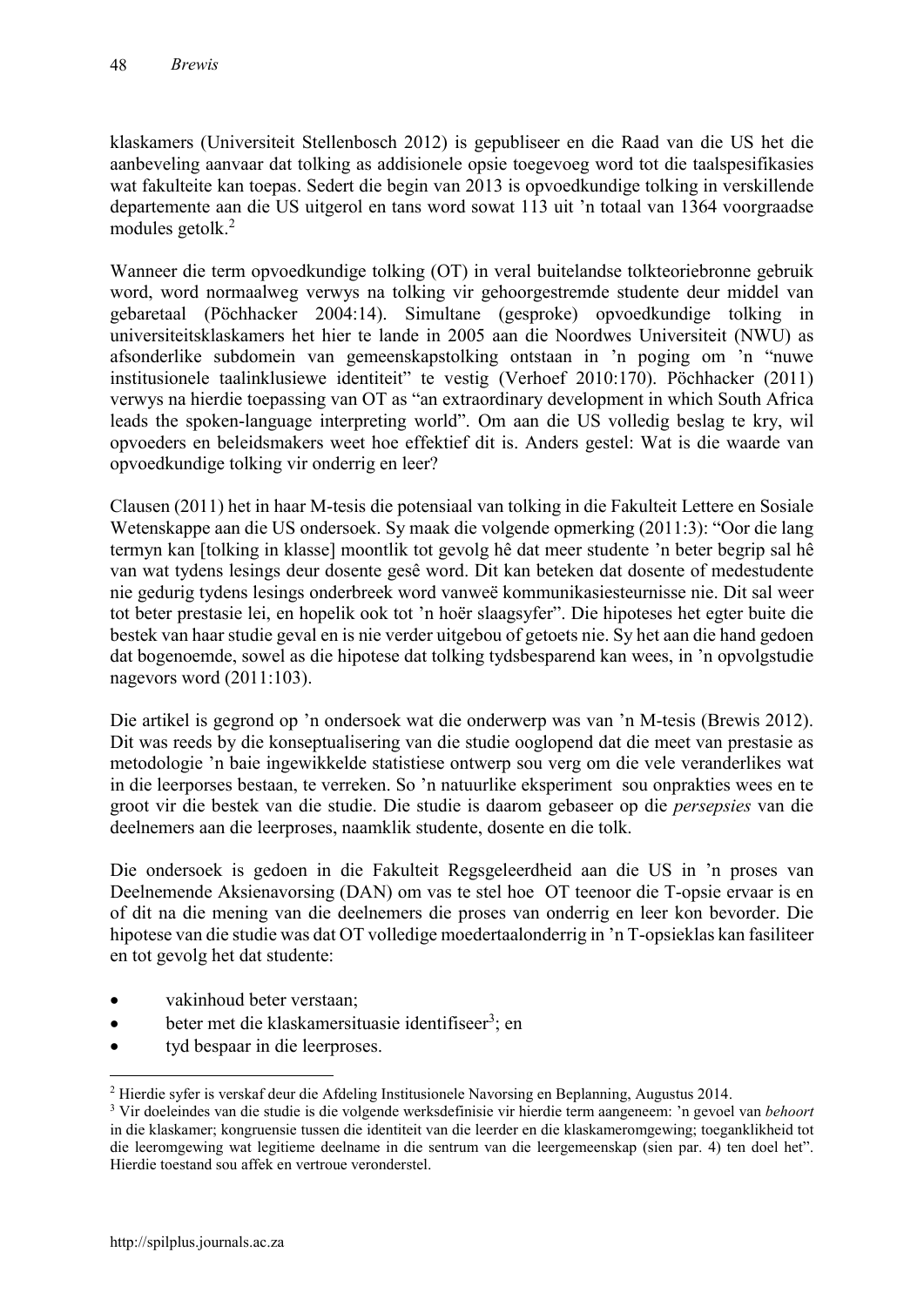klaskamers (Universiteit Stellenbosch 2012) is gepubliseer en die Raad van die US het die aanbeveling aanvaar dat tolking as addisionele opsie toegevoeg word tot die taalspesifikasies wat fakulteite kan toepas. Sedert die begin van 2013 is opvoedkundige tolking in verskillende departemente aan die US uitgerol en tans word sowat 113 uit 'n totaal van 1364 voorgraadse modules getolk.[2]

Wanneer die term opvoedkundige tolking (OT) in veral buitelandse tolkteoriebronne gebruik word, word normaalweg verwys na tolking vir gehoorgestremde studente deur middel van gebaretaal (Pöchhacker 2004:14). Simultane (gesproke) opvoedkundige tolking in universiteitsklaskamers het hier te lande in 2005 aan die Noordwes Universiteit (NWU) as afsonderlike subdomein van gemeenskapstolking ontstaan in 'n poging om 'n "nuwe institusionele taalinklusiewe identiteit" te vestig (Verhoef 2010:170). Pöchhacker (2011) verwys na hierdie toepassing van OT as "an extraordinary development in which South Africa leads the spoken-language interpreting world". Om aan die US volledig beslag te kry, wil opvoeders en beleidsmakers weet hoe effektief dit is. Anders gestel: Wat is die waarde van opvoedkundige tolking vir onderrig en leer?

Clausen (2011) het in haar M-tesis die potensiaal van tolking in die Fakulteit Lettere en Sosiale Wetenskappe aan die US ondersoek. Sy maak die volgende opmerking (2011:3): "Oor die lang termyn kan [tolking in klasse] moontlik tot gevolg hê dat meer studente 'n beter begrip sal hê van wat tydens lesings deur dosente gesê word. Dit kan beteken dat dosente of medestudente nie gedurig tydens lesings onderbreek word vanweë kommunikasiesteurnisse nie. Dit sal weer tot beter prestasie lei, en hopelik ook tot 'n hoër slaagsyfer". Die hipoteses het egter buite die bestek van haar studie geval en is nie verder uitgebou of getoets nie. Sy het aan die hand gedoen dat bogenoemde, sowel as die hipotese dat tolking tydsbesparend kan wees, in 'n opvolgstudie nagevors word (2011:103).

Die artikel is gegrond op 'n ondersoek wat die onderwerp was van 'n M-tesis (Brewis 2012). Dit was reeds by die konseptualisering van die studie ooglopend dat die meet van prestasie as metodologie 'n baie ingewikkelde statistiese ontwerp sou verg om die vele veranderlikes wat in die leerporses bestaan, te verreken. So 'n natuurlike eksperiment sou onprakties wees en te groot vir die bestek van die studie. Die studie is daarom gebaseer op die *persepsies* van die deelnemers aan die leerproses, naamklik studente, dosente en die tolk.

Die ondersoek is gedoen in die Fakulteit Regsgeleerdheid aan die US in 'n proses van Deelnemende Aksienavorsing (DAN) om vas te stel hoe OT teenoor die T-opsie ervaar is en of dit na die mening van die deelnemers die proses van onderrig en leer kon bevorder. Die hipotese van die studie was dat OT volledige moedertaalonderrig in 'n T-opsieklas kan fasiliteer en tot gevolg het dat studente:

- vakinhoud beter verstaan;
- beter met die klaskamersituasie identifiseer[3]; en
- tyd bespaar in die leerproses.

[2] Hierdie syfer is verskaf deur die Afdeling Institusionele Navorsing en Beplanning, Augustus 2014.

[3] Vir doeleindes van die studie is die volgende werksdefinisie vir hierdie term aangeneem: 'n gevoel van *behoort* in die klaskamer; kongruensie tussen die identiteit van die leerder en die klaskameromgewing; toeganklikheid tot die leeromgewing wat legitieme deelname in die sentrum van die leergemeenskap (sien par. 4) ten doel het". Hierdie toestand sou affek en vertroue veronderstel.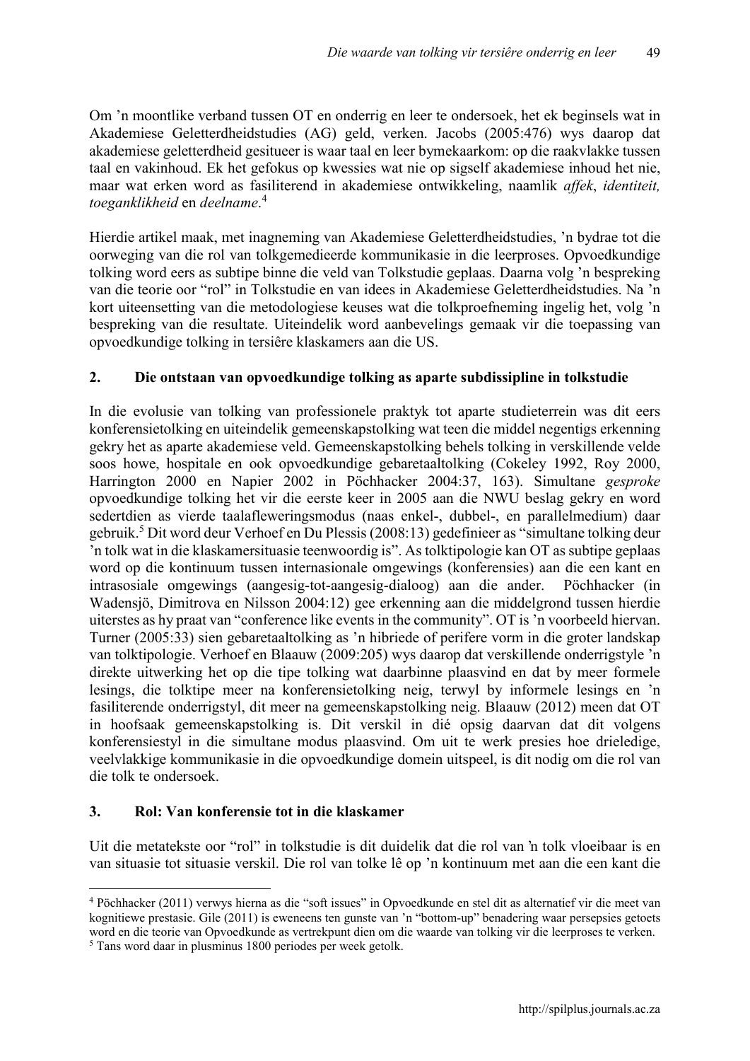Om 'n moontlike verband tussen OT en onderrig en leer te ondersoek, het ek beginsels wat in Akademiese Geletterdheidstudies (AG) geld, verken. Jacobs (2005:476) wys daarop dat akademiese geletterdheid gesitueer is waar taal en leer bymekaarkom: op die raakvlakke tussen taal en vakinhoud. Ek het gefokus op kwessies wat nie op sigself akademiese inhoud het nie, maar wat erken word as fasiliterend in akademiese ontwikkeling, naamlik *affek*, *identiteit, toeganklikheid* en *deelname*.[4]

Hierdie artikel maak, met inagneming van Akademiese Geletterdheidstudies, 'n bydrae tot die oorweging van die rol van tolkgemedieerde kommunikasie in die leerproses. Opvoedkundige tolking word eers as subtipe binne die veld van Tolkstudie geplaas. Daarna volg 'n bespreking van die teorie oor "rol" in Tolkstudie en van idees in Akademiese Geletterdheidstudies. Na 'n kort uiteensetting van die metodologiese keuses wat die tolkproefneming ingelig het, volg 'n bespreking van die resultate. Uiteindelik word aanbevelings gemaak vir die toepassing van opvoedkundige tolking in tersiêre klaskamers aan die US.

## 2. Die ontstaan van opvoedkundige tolking as aparte subdissipline in tolkstudie

In die evolusie van tolking van professionele praktyk tot aparte studieterrein was dit eers konferensietolking en uiteindelik gemeenskapstolking wat teen die middel negentigs erkenning gekry het as aparte akademiese veld. Gemeenskapstolking behels tolking in verskillende velde soos howe, hospitale en ook opvoedkundige gebaretaaltolking (Cokeley 1992, Roy 2000, Harrington 2000 en Napier 2002 in Pöchhacker 2004:37, 163). Simultane *gesproke* opvoedkundige tolking het vir die eerste keer in 2005 aan die NWU beslag gekry en word sedertdien as vierde taalafleweringsmodus (naas enkel-, dubbel-, en parallelmedium) daar gebruik.[5] Dit word deur Verhoef en Du Plessis (2008:13) gedefinieer as "simultane tolking deur 'n tolk wat in die klaskamersituasie teenwoordig is". As tolktipologie kan OT as subtipe geplaas word op die kontinuum tussen internasionale omgewings (konferensies) aan die een kant en intrasosiale omgewings (aangesig-tot-aangesig-dialoog) aan die ander. Pöchhacker (in Wadensjö, Dimitrova en Nilsson 2004:12) gee erkenning aan die middelgrond tussen hierdie uiterstes as hy praat van "conference like events in the community". OT is 'n voorbeeld hiervan. Turner (2005:33) sien gebaretaaltolking as 'n hibriede of perifere vorm in die groter landskap van tolktipologie. Verhoef en Blaauw (2009:205) wys daarop dat verskillende onderrigstyle 'n direkte uitwerking het op die tipe tolking wat daarbinne plaasvind en dat by meer formele lesings, die tolktipe meer na konferensietolking neig, terwyl by informele lesings en 'n fasiliterende onderrigstyl, dit meer na gemeenskapstolking neig. Blaauw (2012) meen dat OT in hoofsaak gemeenskapstolking is. Dit verskil in dié opsig daarvan dat dit volgens konferensiestyl in die simultane modus plaasvind. Om uit te werk presies hoe drieledige, veelvlakkige kommunikasie in die opvoedkundige domein uitspeel, is dit nodig om die rol van die tolk te ondersoek.

## 3. Rol: Van konferensie tot in die klaskamer

Uit die metatekste oor "rol" in tolkstudie is dit duidelik dat die rol van 'n tolk vloeibaar is en van situasie tot situasie verskil. Die rol van tolke lê op 'n kontinuum met aan die een kant die

---

[4] Pöchhacker (2011) verwys hierna as die "soft issues" in Opvoedkunde en stel dit as alternatief vir die meet van kognitiewe prestasie. Gile (2011) is eweneens ten gunste van 'n "bottom-up" benadering waar persepsies getoets word en die teorie van Opvoedkunde as vertrekpunt dien om die waarde van tolking vir die leerproses te verken.

[5] Tans word daar in plusminus 1800 periodes per week getolk.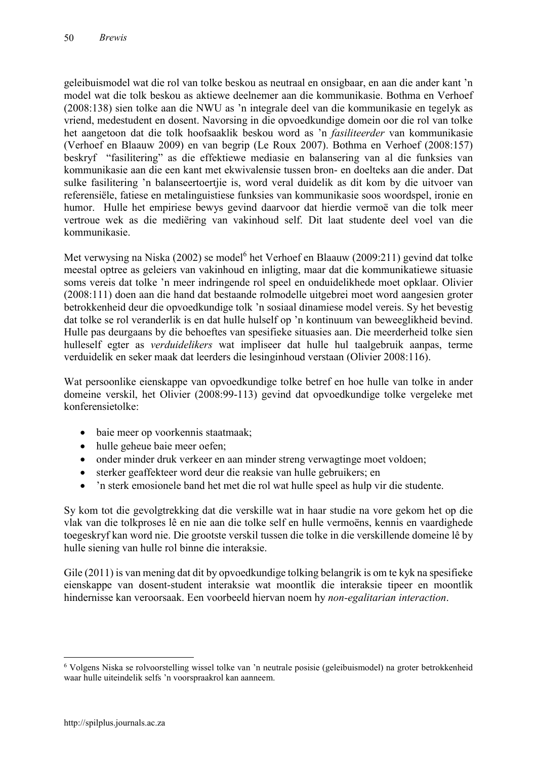geleibuismodel wat die rol van tolke beskou as neutraal en onsigbaar, en aan die ander kant 'n model wat die tolk beskou as aktiewe deelnemer aan die kommunikasie. Bothma en Verhoef (2008:138) sien tolke aan die NWU as 'n integrale deel van die kommunikasie en tegelyk as vriend, medestudent en dosent. Navorsing in die opvoedkundige domein oor die rol van tolke het aangetoon dat die tolk hoofsaaklik beskou word as 'n *fasiliteerder* van kommunikasie (Verhoef en Blaauw 2009) en van begrip (Le Roux 2007). Bothma en Verhoef (2008:157) beskryf "fasilitering" as die effektiewe mediasie en balansering van al die funksies van kommunikasie aan die een kant met ekwivalensie tussen bron- en doelteks aan die ander. Dat sulke fasilitering 'n balanseertoertjie is, word veral duidelik as dit kom by die uitvoer van referensiële, fatiese en metalinguistiese funksies van kommunikasie soos woordspel, ironie en humor. Hulle het empiriese bewys gevind daarvoor dat hierdie vermoë van die tolk meer vertroue wek as die mediëring van vakinhoud self. Dit laat studente deel voel van die kommunikasie.

Met verwysing na Niska (2002) se model[6] het Verhoef en Blaauw (2009:211) gevind dat tolke meestal optree as geleiers van vakinhoud en inligting, maar dat die kommunikatiewe situasie soms vereis dat tolke 'n meer indringende rol speel en onduidelikhede moet opklaar. Olivier (2008:111) doen aan die hand dat bestaande rolmodelle uitgebrei moet word aangesien groter betrokkenheid deur die opvoedkundige tolk 'n sosiaal dinamiese model vereis. Sy het bevestig dat tolke se rol veranderlik is en dat hulle hulself op 'n kontinuum van beweeglikheid bevind. Hulle pas deurgaans by die behoeftes van spesifieke situasies aan. Die meerderheid tolke sien hulleself egter as *verduidelikers* wat impliseer dat hulle hul taalgebruik aanpas, terme verduidelik en seker maak dat leerders die lesinginhoud verstaan (Olivier 2008:116).

Wat persoonlike eienskappe van opvoedkundige tolke betref en hoe hulle van tolke in ander domeine verskil, het Olivier (2008:99-113) gevind dat opvoedkundige tolke vergeleke met konferensietolke:

- baie meer op voorkennis staatmaak;
- hulle geheue baie meer oefen;
- onder minder druk verkeer en aan minder streng verwagtinge moet voldoen;
- sterker geaffekteer word deur die reaksie van hulle gebruikers; en
- 'n sterk emosionele band het met die rol wat hulle speel as hulp vir die studente.

Sy kom tot die gevolgtrekking dat die verskille wat in haar studie na vore gekom het op die vlak van die tolkproses lê en nie aan die tolke self en hulle vermoëns, kennis en vaardighede toegeskryf kan word nie. Die grootste verskil tussen die tolke in die verskillende domeine lê by hulle siening van hulle rol binne die interaksie.

Gile (2011) is van mening dat dit by opvoedkundige tolking belangrik is om te kyk na spesifieke eienskappe van dosent-student interaksie wat moontlik die interaksie tipeer en moontlik hindernisse kan veroorsaak. Een voorbeeld hiervan noem hy *non-egalitarian interaction*.

[6] Volgens Niska se rolvoorstelling wissel tolke van 'n neutrale posisie (geleibuismodel) na groter betrokkenheid waar hulle uiteindelik selfs 'n voorspraakrol kan aanneem.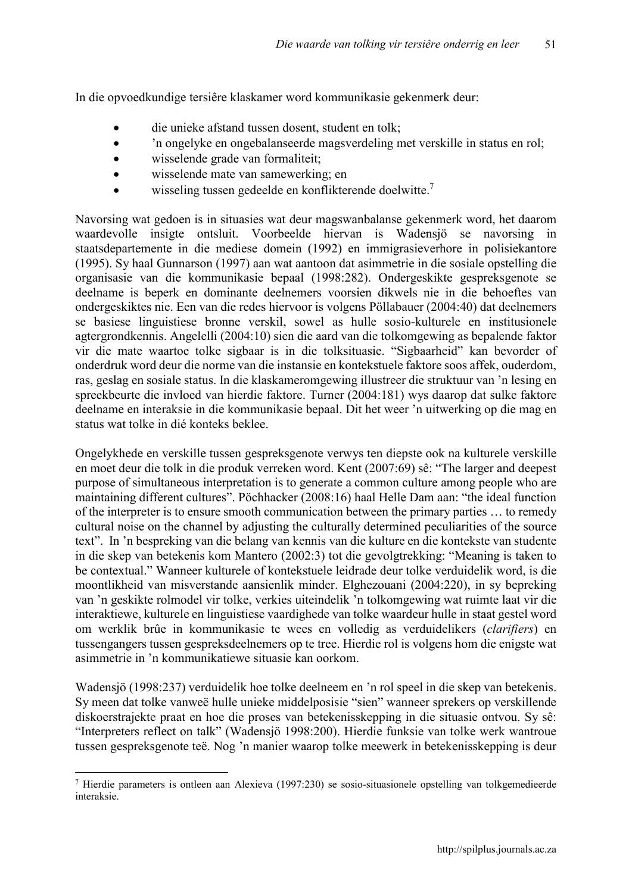In die opvoedkundige tersiêre klaskamer word kommunikasie gekenmerk deur:

- die unieke afstand tussen dosent, student en tolk;
- 'n ongelyke en ongebalanseerde magsverdeling met verskille in status en rol;
- wisselende grade van formaliteit;
- wisselende mate van samewerking; en
- wisseling tussen gedeelde en konflikterende doelwitte.[7]

Navorsing wat gedoen is in situasies wat deur magswanbalanse gekenmerk word, het daarom waardevolle insigte ontsluit. Voorbeelde hiervan is Wadensjö se navorsing in staatsdepartemente in die mediese domein (1992) en immigrasieverhore in polisiekantore (1995). Sy haal Gunnarson (1997) aan wat aantoon dat asimmetrie in die sosiale opstelling die organisasie van die kommunikasie bepaal (1998:282). Ondergeskikte gespreksgenote se deelname is beperk en dominante deelnemers voorsien dikwels nie in die behoeftes van ondergeskiktes nie. Een van die redes hiervoor is volgens Pöllabauer (2004:40) dat deelnemers se basiese linguistiese bronne verskil, sowel as hulle sosio-kulturele en institusionele agtergrondkennis. Angelelli (2004:10) sien die aard van die tolkomgewing as bepalende faktor vir die mate waartoe tolke sigbaar is in die tolksituasie. "Sigbaarheid" kan bevorder of onderdruk word deur die norme van die instansie en kontekstuele faktore soos affek, ouderdom, ras, geslag en sosiale status. In die klaskameromgewing illustreer die struktuur van 'n lesing en spreekbeurte die invloed van hierdie faktore. Turner (2004:181) wys daarop dat sulke faktore deelname en interaksie in die kommunikasie bepaal. Dit het weer 'n uitwerking op die mag en status wat tolke in dié konteks beklee.

Ongelykhede en verskille tussen gespreksgenote verwys ten diepste ook na kulturele verskille en moet deur die tolk in die produk verreken word. Kent (2007:69) sê: "The larger and deepest purpose of simultaneous interpretation is to generate a common culture among people who are maintaining different cultures". Pöchhacker (2008:16) haal Helle Dam aan: "the ideal function of the interpreter is to ensure smooth communication between the primary parties … to remedy cultural noise on the channel by adjusting the culturally determined peculiarities of the source text". In 'n bespreking van die belang van kennis van die kulture en die kontekste van studente in die skep van betekenis kom Mantero (2002:3) tot die gevolgtrekking: "Meaning is taken to be contextual." Wanneer kulturele of kontekstuele leidrade deur tolke verduidelik word, is die moontlikheid van misverstande aansienlik minder. Elghezouani (2004:220), in sy bepreking van 'n geskikte rolmodel vir tolke, verkies uiteindelik 'n tolkomgewing wat ruimte laat vir die interaktiewe, kulturele en linguistiese vaardighede van tolke waardeur hulle in staat gestel word om werklik brûe in kommunikasie te wees en volledig as verduidelikers (*clarifiers*) en tussengangers tussen gespreksdeelnemers op te tree. Hierdie rol is volgens hom die enigste wat asimmetrie in 'n kommunikatiewe situasie kan oorkom.

Wadensjö (1998:237) verduidelik hoe tolke deelneem en 'n rol speel in die skep van betekenis. Sy meen dat tolke vanweë hulle unieke middelposisie "sien" wanneer sprekers op verskillende diskoerstrajekte praat en hoe die proses van betekenisskepping in die situasie ontvou. Sy sê: "Interpreters reflect on talk" (Wadensjö 1998:200). Hierdie funksie van tolke werk wantroue tussen gespreksgenote teë. Nog 'n manier waarop tolke meewerk in betekenisskepping is deur

[7] Hierdie parameters is ontleen aan Alexieva (1997:230) se sosio-situasionele opstelling van tolkgemedieerde interaksie.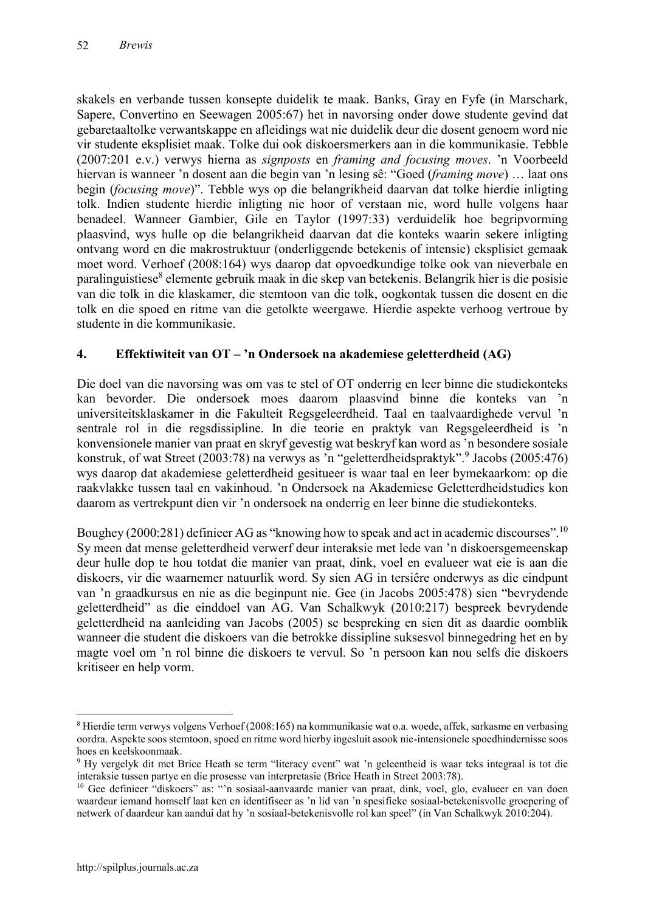skakels en verbande tussen konsepte duidelik te maak. Banks, Gray en Fyfe (in Marschark, Sapere, Convertino en Seewagen 2005:67) het in navorsing onder dowe studente gevind dat gebaretaaltolke verwantskappe en afleidings wat nie duidelik deur die dosent genoem word nie vir studente eksplisiet maak. Tolke dui ook diskoersmerkers aan in die kommunikasie. Tebble (2007:201 e.v.) verwys hierna as *signposts* en *framing and focusing moves*. 'n Voorbeeld hiervan is wanneer 'n dosent aan die begin van 'n lesing sê: "Goed (*framing move*) … laat ons begin (*focusing move*)". Tebble wys op die belangrikheid daarvan dat tolke hierdie inligting tolk. Indien studente hierdie inligting nie hoor of verstaan nie, word hulle volgens haar benadeel. Wanneer Gambier, Gile en Taylor (1997:33) verduidelik hoe begripvorming plaasvind, wys hulle op die belangrikheid daarvan dat die konteks waarin sekere inligting ontvang word en die makrostruktuur (onderliggende betekenis of intensie) eksplisiet gemaak moet word. Verhoef (2008:164) wys daarop dat opvoedkundige tolke ook van nieverbale en paralinguistiese[8] elemente gebruik maak in die skep van betekenis. Belangrik hier is die posisie van die tolk in die klaskamer, die stemtoon van die tolk, oogkontak tussen die dosent en die tolk en die spoed en ritme van die getolkte weergawe. Hierdie aspekte verhoog vertroue by studente in die kommunikasie.

## 4. Effektiwiteit van OT – 'n Ondersoek na akademiese geletterdheid (AG)

Die doel van die navorsing was om vas te stel of OT onderrig en leer binne die studiekonteks kan bevorder. Die ondersoek moes daarom plaasvind binne die konteks van 'n universiteitsklaskamer in die Fakulteit Regsgeleerdheid. Taal en taalvaardighede vervul 'n sentrale rol in die regsdissipline. In die teorie en praktyk van Regsgeleerdheid is 'n konvensionele manier van praat en skryf gevestig wat beskryf kan word as 'n besondere sosiale konstruk, of wat Street (2003:78) na verwys as 'n "geletterdheidspraktyk".[9] Jacobs (2005:476) wys daarop dat akademiese geletterdheid gesitueer is waar taal en leer bymekaarkom: op die raakvlakke tussen taal en vakinhoud. 'n Ondersoek na Akademiese Geletterdheidstudies kon daarom as vertrekpunt dien vir 'n ondersoek na onderrig en leer binne die studiekonteks.

Boughey (2000:281) definieer AG as "knowing how to speak and act in academic discourses".[10] Sy meen dat mense geletterdheid verwerf deur interaksie met lede van 'n diskoersgemeenskap deur hulle dop te hou totdat die manier van praat, dink, voel en evalueer wat eie is aan die diskoers, vir die waarnemer natuurlik word. Sy sien AG in tersiêre onderwys as die eindpunt van 'n graadkursus en nie as die beginpunt nie. Gee (in Jacobs 2005:478) sien "bevrydende geletterdheid" as die einddoel van AG. Van Schalkwyk (2010:217) bespreek bevrydende geletterdheid na aanleiding van Jacobs (2005) se bespreking en sien dit as daardie oomblik wanneer die student die diskoers van die betrokke dissipline suksesvol binnegedring het en by magte voel om 'n rol binne die diskoers te vervul. So 'n persoon kan nou selfs die diskoers kritiseer en help vorm.

---

[8] Hierdie term verwys volgens Verhoef (2008:165) na kommunikasie wat o.a. woede, affek, sarkasme en verbasing oordra. Aspekte soos stemtoon, spoed en ritme word hierby ingesluit asook nie-intensionele spoedhindernisse soos hoes en keelskoonmaak.

[9] Hy vergelyk dit met Brice Heath se term "literacy event" wat 'n geleentheid is waar teks integraal is tot die interaksie tussen partye en die prosesse van interpretasie (Brice Heath in Street 2003:78).

[10] Gee definieer "diskoers" as: "'n sosiaal-aanvaarde manier van praat, dink, voel, glo, evalueer en van doen waardeur iemand homself laat ken en identifiseer as 'n lid van 'n spesifieke sosiaal-betekenisvolle groepering of netwerk of daardeur kan aandui dat hy 'n sosiaal-betekenisvolle rol kan speel" (in Van Schalkwyk 2010:204).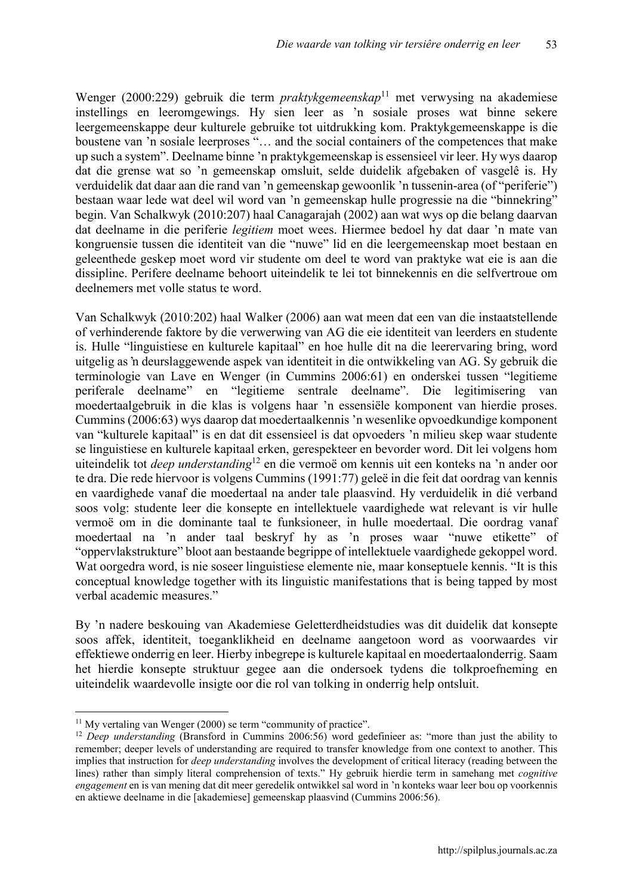Wenger (2000:229) gebruik die term *praktykgemeenskap*[11] met verwysing na akademiese instellings en leeromgewings. Hy sien leer as 'n sosiale proses wat binne sekere leergemeenskappe deur kulturele gebruike tot uitdrukking kom. Praktykgemeenskappe is die boustene van 'n sosiale leerproses "… and the social containers of the competences that make up such a system". Deelname binne 'n praktykgemeenskap is essensieel vir leer. Hy wys daarop dat die grense wat so 'n gemeenskap omsluit, selde duidelik afgebaken of vasgelê is. Hy verduidelik dat daar aan die rand van 'n gemeenskap gewoonlik 'n tussenin-area (of "periferie") bestaan waar lede wat deel wil word van 'n gemeenskap hulle progressie na die "binnekring" begin. Van Schalkwyk (2010:207) haal Canagarajah (2002) aan wat wys op die belang daarvan dat deelname in die periferie *legitiem* moet wees. Hiermee bedoel hy dat daar 'n mate van kongruensie tussen die identiteit van die "nuwe" lid en die leergemeenskap moet bestaan en geleenthede geskep moet word vir studente om deel te word van praktyke wat eie is aan die dissipline. Perifere deelname behoort uiteindelik te lei tot binnekennis en die selfvertroue om deelnemers met volle status te word.

Van Schalkwyk (2010:202) haal Walker (2006) aan wat meen dat een van die instaatstellende of verhinderende faktore by die verwerwing van AG die eie identiteit van leerders en studente is. Hulle "linguistiese en kulturele kapitaal" en hoe hulle dit na die leerervaring bring, word uitgelig as 'n deurslaggewende aspek van identiteit in die ontwikkeling van AG. Sy gebruik die terminologie van Lave en Wenger (in Cummins 2006:61) en onderskei tussen "legitieme periferale deelname" en "legitieme sentrale deelname". Die legitimisering van moedertaalgebruik in die klas is volgens haar 'n essensiële komponent van hierdie proses. Cummins (2006:63) wys daarop dat moedertaalkennis 'n wesenlike opvoedkundige komponent van "kulturele kapitaal" is en dat dit essensieel is dat opvoeders 'n milieu skep waar studente se linguistiese en kulturele kapitaal erken, gerespekteer en bevorder word. Dit lei volgens hom uiteindelik tot *deep understanding*[12] en die vermoë om kennis uit een konteks na 'n ander oor te dra. Die rede hiervoor is volgens Cummins (1991:77) geleë in die feit dat oordrag van kennis en vaardighede vanaf die moedertaal na ander tale plaasvind. Hy verduidelik in dié verband soos volg: studente leer die konsepte en intellektuele vaardighede wat relevant is vir hulle vermoë om in die dominante taal te funksioneer, in hulle moedertaal. Die oordrag vanaf moedertaal na 'n ander taal beskryf hy as 'n proses waar "nuwe etikette" of "oppervlakstrukture" bloot aan bestaande begrippe of intellektuele vaardighede gekoppel word. Wat oorgedra word, is nie soseer linguistiese elemente nie, maar konseptuele kennis. "It is this conceptual knowledge together with its linguistic manifestations that is being tapped by most verbal academic measures."

By 'n nadere beskouing van Akademiese Geletterdheidstudies was dit duidelik dat konsepte soos affek, identiteit, toeganklikheid en deelname aangetoon word as voorwaardes vir effektiewe onderrig en leer. Hierby inbegrepe is kulturele kapitaal en moedertaalonderrig. Saam het hierdie konsepte struktuur gegee aan die ondersoek tydens die tolkproefneming en uiteindelik waardevolle insigte oor die rol van tolking in onderrig help ontsluit.

---

[11] My vertaling van Wenger (2000) se term "community of practice".

[12] *Deep understanding* (Bransford in Cummins 2006:56) word gedefinieer as: "more than just the ability to remember; deeper levels of understanding are required to transfer knowledge from one context to another. This implies that instruction for *deep understanding* involves the development of critical literacy (reading between the lines) rather than simply literal comprehension of texts." Hy gebruik hierdie term in samehang met *cognitive engagement* en is van mening dat dit meer geredelik ontwikkel sal word in 'n konteks waar leer bou op voorkennis en aktiewe deelname in die [akademiese] gemeenskap plaasvind (Cummins 2006:56).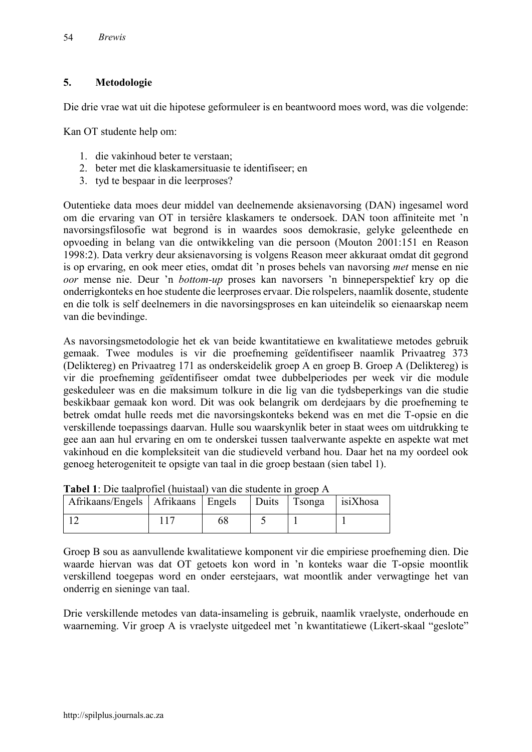## 5. Metodologie

Die drie vrae wat uit die hipotese geformuleer is en beantwoord moes word, was die volgende:

Kan OT studente help om:

1. die vakinhoud beter te verstaan;
2. beter met die klaskamersituasie te identifiseer; en
3. tyd te bespaar in die leerproses?

Outentieke data moes deur middel van deelnemende aksienavorsing (DAN) ingesamel word om die ervaring van OT in tersiêre klaskamers te ondersoek. DAN toon affiniteite met 'n navorsingsfilosofie wat begrond is in waardes soos demokrasie, gelyke geleenthede en opvoeding in belang van die ontwikkeling van die persoon (Mouton 2001:151 en Reason 1998:2). Data verkry deur aksienavorsing is volgens Reason meer akkuraat omdat dit gegrond is op ervaring, en ook meer eties, omdat dit 'n proses behels van navorsing *met* mense en nie *oor* mense nie. Deur 'n *bottom-up* proses kan navorsers 'n binneperspektief kry op die onderrigkonteks en hoe studente die leerproses ervaar. Die rolspelers, naamlik dosente, studente en die tolk is self deelnemers in die navorsingsproses en kan uiteindelik so eienaarskap neem van die bevindinge.

As navorsingsmetodologie het ek van beide kwantitatiewe en kwalitatiewe metodes gebruik gemaak. Twee modules is vir die proefneming geïdentifiseer naamlik Privaatreg 373 (Deliktereg) en Privaatreg 171 as onderskeidelik groep A en groep B. Groep A (Deliktereg) is vir die proefneming geïdentifiseer omdat twee dubbelperiodes per week vir die module geskeduleer was en die maksimum tolkure in die lig van die tydsbeperkings van die studie beskikbaar gemaak kon word. Dit was ook belangrik om derdejaars by die proefneming te betrek omdat hulle reeds met die navorsingskonteks bekend was en met die T-opsie en die verskillende toepassings daarvan. Hulle sou waarskynlik beter in staat wees om uitdrukking te gee aan aan hul ervaring en om te onderskei tussen taalverwante aspekte en aspekte wat met vakinhoud en die kompleksiteit van die studieveld verband hou. Daar het na my oordeel ook genoeg heterogeniteit te opsigte van taal in die groep bestaan (sien tabel 1).

**Tabel 1**: Die taalprofiel (huistaal) van die studente in groep A

| Afrikaans/Engels | Afrikaans | Engels | Duits | Tsonga | isiXhosa |
|---|---|---|---|---|---|
| 12 | 117 | 68 | 5 | 1 | 1 |

Groep B sou as aanvullende kwalitatiewe komponent vir die empiriese proefneming dien. Die waarde hiervan was dat OT getoets kon word in 'n konteks waar die T-opsie moontlik verskillend toegepas word en onder eerstejaars, wat moontlik ander verwagtinge het van onderrig en sieninge van taal.

Drie verskillende metodes van data-insameling is gebruik, naamlik vraelyste, onderhoude en waarneming. Vir groep A is vraelyste uitgedeel met 'n kwantitatiewe (Likert-skaal "geslote"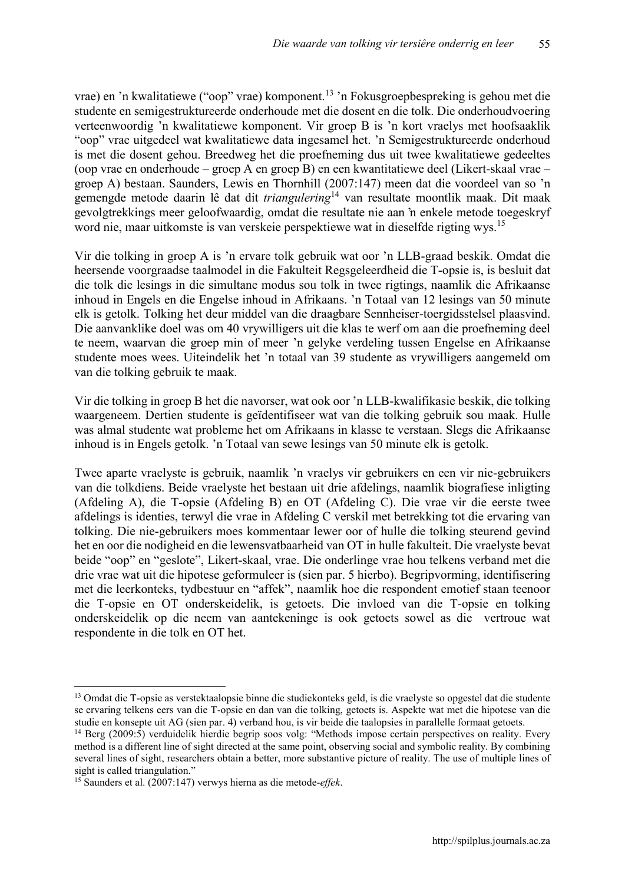vrae) en 'n kwalitatiewe ("oop" vrae) komponent.[13] 'n Fokusgroepbespreking is gehou met die studente en semigestruktureerde onderhoude met die dosent en die tolk. Die onderhoudvoering verteenwoordig 'n kwalitatiewe komponent. Vir groep B is 'n kort vraelys met hoofsaaklik "oop" vrae uitgedeel wat kwalitatiewe data ingesamel het. 'n Semigestruktureerde onderhoud is met die dosent gehou. Breedweg het die proefneming dus uit twee kwalitatiewe gedeeltes (oop vrae en onderhoude – groep A en groep B) en een kwantitatiewe deel (Likert-skaal vrae – groep A) bestaan. Saunders, Lewis en Thornhill (2007:147) meen dat die voordeel van so 'n gemengde metode daarin lê dat dit *triangulering*[14] van resultate moontlik maak. Dit maak gevolgtrekkings meer geloofwaardig, omdat die resultate nie aan 'n enkele metode toegeskryf word nie, maar uitkomste is van verskeie perspektiewe wat in dieselfde rigting wys.[15]

Vir die tolking in groep A is 'n ervare tolk gebruik wat oor 'n LLB-graad beskik. Omdat die heersende voorgraadse taalmodel in die Fakulteit Regsgeleerdheid die T-opsie is, is besluit dat die tolk die lesings in die simultane modus sou tolk in twee rigtings, naamlik die Afrikaanse inhoud in Engels en die Engelse inhoud in Afrikaans. 'n Totaal van 12 lesings van 50 minute elk is getolk. Tolking het deur middel van die draagbare Sennheiser-toergidsstelsel plaasvind. Die aanvanklike doel was om 40 vrywilligers uit die klas te werf om aan die proefneming deel te neem, waarvan die groep min of meer 'n gelyke verdeling tussen Engelse en Afrikaanse studente moes wees. Uiteindelik het 'n totaal van 39 studente as vrywilligers aangemeld om van die tolking gebruik te maak.

Vir die tolking in groep B het die navorser, wat ook oor 'n LLB-kwalifikasie beskik, die tolking waargeneem. Dertien studente is geïdentifiseer wat van die tolking gebruik sou maak. Hulle was almal studente wat probleme het om Afrikaans in klasse te verstaan. Slegs die Afrikaanse inhoud is in Engels getolk. 'n Totaal van sewe lesings van 50 minute elk is getolk.

Twee aparte vraelyste is gebruik, naamlik 'n vraelys vir gebruikers en een vir nie-gebruikers van die tolkdiens. Beide vraelyste het bestaan uit drie afdelings, naamlik biografiese inligting (Afdeling A), die T-opsie (Afdeling B) en OT (Afdeling C). Die vrae vir die eerste twee afdelings is identies, terwyl die vrae in Afdeling C verskil met betrekking tot die ervaring van tolking. Die nie-gebruikers moes kommentaar lewer oor of hulle die tolking steurend gevind het en oor die nodigheid en die lewensvatbaarheid van OT in hulle fakulteit. Die vraelyste bevat beide "oop" en "geslote", Likert-skaal, vrae. Die onderlinge vrae hou telkens verband met die drie vrae wat uit die hipotese geformuleer is (sien par. 5 hierbo). Begripvorming, identifisering met die leerkonteks, tydbestuur en "affek", naamlik hoe die respondent emotief staan teenoor die T-opsie en OT onderskeidelik, is getoets. Die invloed van die T-opsie en tolking onderskeidelik op die neem van aantekeninge is ook getoets sowel as die vertroue wat respondente in die tolk en OT het.

---

[13] Omdat die T-opsie as verstektaalopsie binne die studiekonteks geld, is die vraelyste so opgestel dat die studente se ervaring telkens eers van die T-opsie en dan van die tolking, getoets is. Aspekte wat met die hipotese van die studie en konsepte uit AG (sien par. 4) verband hou, is vir beide die taalopsies in parallelle formaat getoets.

[14] Berg (2009:5) verduidelik hierdie begrip soos volg: "Methods impose certain perspectives on reality. Every method is a different line of sight directed at the same point, observing social and symbolic reality. By combining several lines of sight, researchers obtain a better, more substantive picture of reality. The use of multiple lines of sight is called triangulation."

[15] Saunders et al. (2007:147) verwys hierna as die metode-*effek*.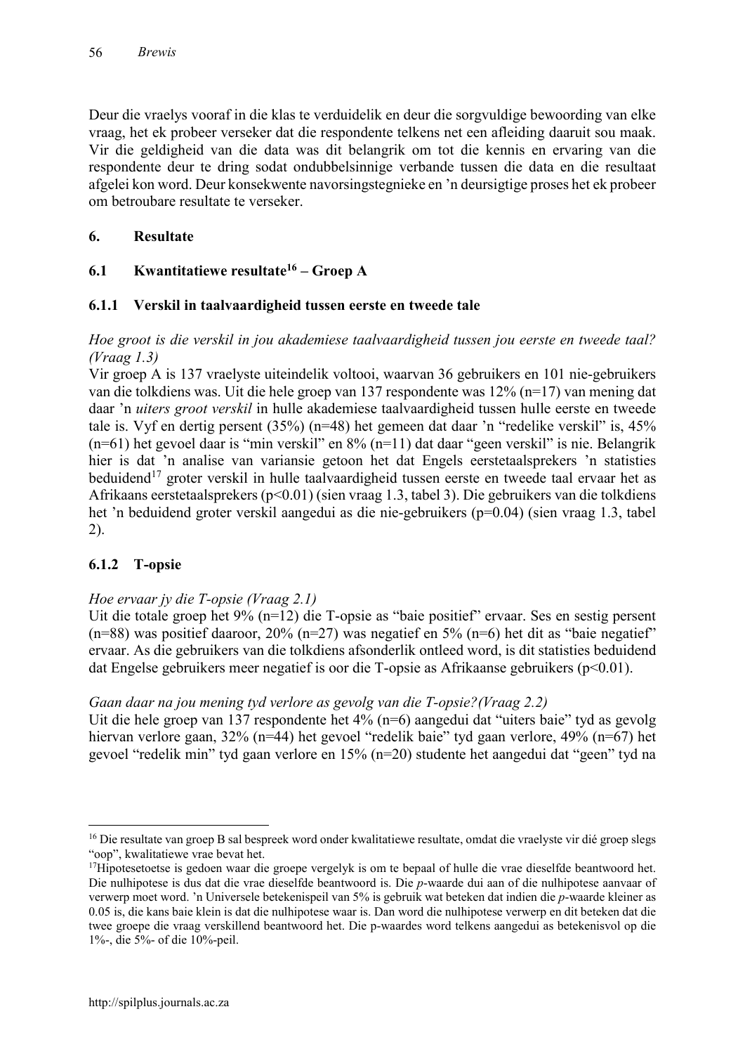Deur die vraelys vooraf in die klas te verduidelik en deur die sorgvuldige bewoording van elke vraag, het ek probeer verseker dat die respondente telkens net een afleiding daaruit sou maak. Vir die geldigheid van die data was dit belangrik om tot die kennis en ervaring van die respondente deur te dring sodat ondubbelsinnige verbande tussen die data en die resultaat afgelei kon word. Deur konsekwente navorsingstegnieke en 'n deursigtige proses het ek probeer om betroubare resultate te verseker.

## 6. Resultate

### 6.1 Kwantitatiewe resultate[16] – Groep A

#### 6.1.1 Verskil in taalvaardigheid tussen eerste en tweede tale

*Hoe groot is die verskil in jou akademiese taalvaardigheid tussen jou eerste en tweede taal? (Vraag 1.3)*

Vir groep A is 137 vraelyste uiteindelik voltooi, waarvan 36 gebruikers en 101 nie-gebruikers van die tolkdiens was. Uit die hele groep van 137 respondente was 12% (n=17) van mening dat daar 'n *uiters groot verskil* in hulle akademiese taalvaardigheid tussen hulle eerste en tweede tale is. Vyf en dertig persent (35%) (n=48) het gemeen dat daar 'n "redelike verskil" is, 45% (n=61) het gevoel daar is "min verskil" en 8% (n=11) dat daar "geen verskil" is nie. Belangrik hier is dat 'n analise van variansie getoon het dat Engels eerstetaalsprekers 'n statisties beduidend[17] groter verskil in hulle taalvaardigheid tussen eerste en tweede taal ervaar het as Afrikaans eerstetaalsprekers ($p<0.01$) (sien vraag 1.3, tabel 3). Die gebruikers van die tolkdiens het 'n beduidend groter verskil aangedui as die nie-gebruikers ($p=0.04$) (sien vraag 1.3, tabel 2).

#### 6.1.2 T-opsie

*Hoe ervaar jy die T-opsie (Vraag 2.1)*

Uit die totale groep het 9% (n=12) die T-opsie as "baie positief" ervaar. Ses en sestig persent (n=88) was positief daaroor, 20% (n=27) was negatief en 5% (n=6) het dit as "baie negatief" ervaar. As die gebruikers van die tolkdiens afsonderlik ontleed word, is dit statisties beduidend dat Engelse gebruikers meer negatief is oor die T-opsie as Afrikaanse gebruikers ($p<0.01$).

*Gaan daar na jou mening tyd verlore as gevolg van die T-opsie?(Vraag 2.2)*

Uit die hele groep van 137 respondente het 4% (n=6) aangedui dat "uiters baie" tyd as gevolg hiervan verlore gaan, 32% (n=44) het gevoel "redelik baie" tyd gaan verlore, 49% (n=67) het gevoel "redelik min" tyd gaan verlore en 15% (n=20) studente het aangedui dat "geen" tyd na

---

[16] Die resultate van groep B sal bespreek word onder kwalitatiewe resultate, omdat die vraelyste vir dié groep slegs "oop", kwalitatiewe vrae bevat het.

[17] Hipotesetoetse is gedoen waar die groepe vergelyk is om te bepaal of hulle die vrae dieselfde beantwoord het. Die nulhipotese is dus dat die vrae dieselfde beantwoord is. Die *p*-waarde dui aan of die nulhipotese aanvaar of verwerp moet word. 'n Universele betekenispeil van 5% is gebruik wat beteken dat indien die *p*-waarde kleiner as 0.05 is, die kans baie klein is dat die nulhipotese waar is. Dan word die nulhipotese verwerp en dit beteken dat die twee groepe die vraag verskillend beantwoord het. Die p-waardes word telkens aangedui as betekenisvol op die 1%-, die 5%- of die 10%-peil.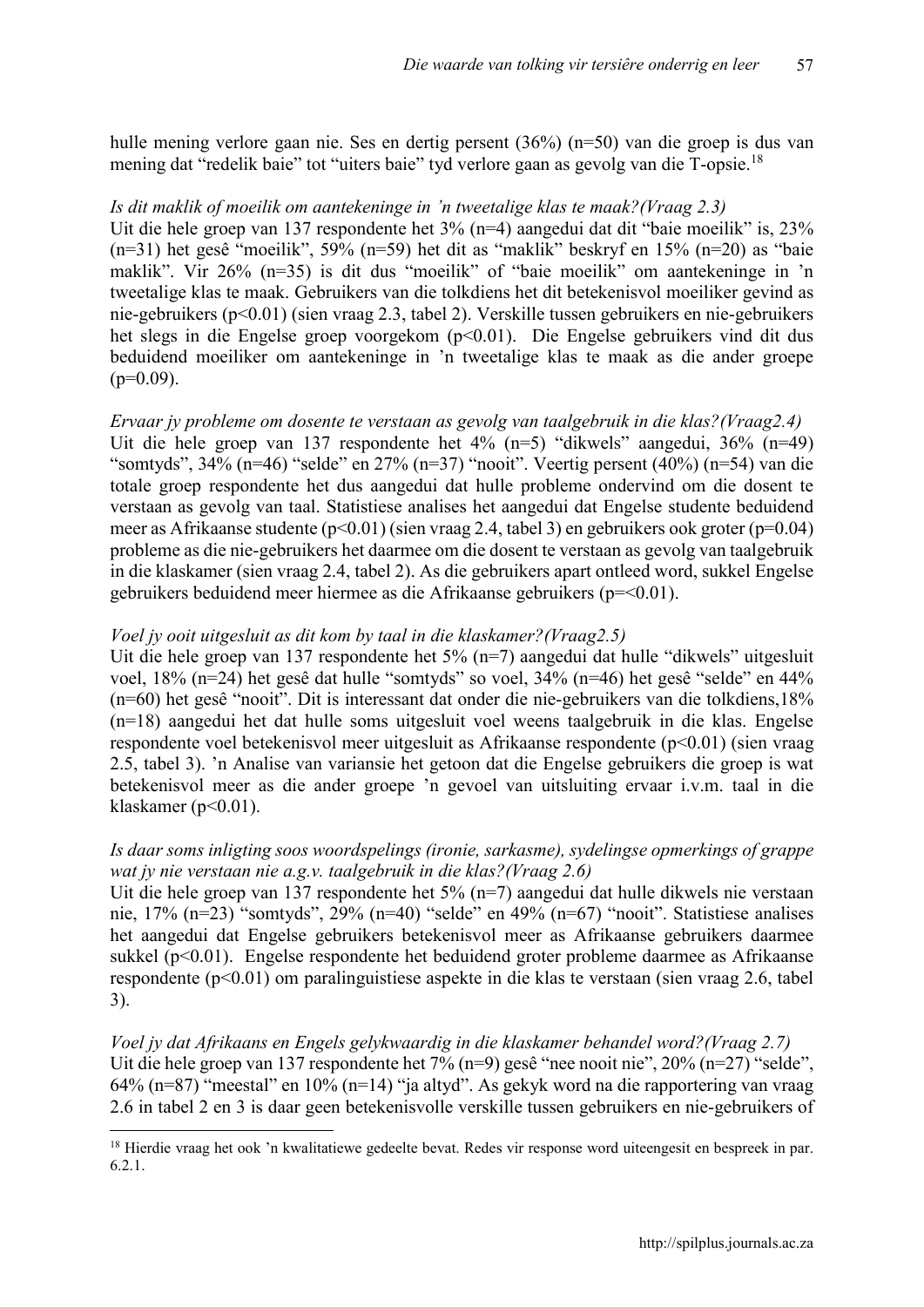hulle mening verlore gaan nie. Ses en dertig persent (36%) (n=50) van die groep is dus van mening dat "redelik baie" tot "uiters baie" tyd verlore gaan as gevolg van die T-opsie.[18]

*Is dit maklik of moeilik om aantekeninge in 'n tweetalige klas te maak?(Vraag 2.3)*

Uit die hele groep van 137 respondente het 3% (n=4) aangedui dat dit "baie moeilik" is, 23% (n=31) het gesê "moeilik", 59% (n=59) het dit as "maklik" beskryf en 15% (n=20) as "baie maklik". Vir 26% (n=35) is dit dus "moeilik" of "baie moeilik" om aantekeninge in 'n tweetalige klas te maak. Gebruikers van die tolkdiens het dit betekenisvol moeiliker gevind as nie-gebruikers ($p<0.01$) (sien vraag 2.3, tabel 2). Verskille tussen gebruikers en nie-gebruikers het slegs in die Engelse groep voorgekom ($p<0.01$). Die Engelse gebruikers vind dit dus beduidend moeiliker om aantekeninge in 'n tweetalige klas te maak as die ander groepe ($p=0.09$).

*Ervaar jy probleme om dosente te verstaan as gevolg van taalgebruik in die klas?(Vraag2.4)*

Uit die hele groep van 137 respondente het 4% (n=5) "dikwels" aangedui, 36% (n=49) "somtyds", 34% (n=46) "selde" en 27% (n=37) "nooit". Veertig persent (40%) (n=54) van die totale groep respondente het dus aangedui dat hulle probleme ondervind om die dosent te verstaan as gevolg van taal. Statistiese analises het aangedui dat Engelse studente beduidend meer as Afrikaanse studente ($p<0.01$) (sien vraag 2.4, tabel 3) en gebruikers ook groter ($p=0.04$) probleme as die nie-gebruikers het daarmee om die dosent te verstaan as gevolg van taalgebruik in die klaskamer (sien vraag 2.4, tabel 2). As die gebruikers apart ontleed word, sukkel Engelse gebruikers beduidend meer hiermee as die Afrikaanse gebruikers ($p=<0.01$).

*Voel jy ooit uitgesluit as dit kom by taal in die klaskamer?(Vraag2.5)*

Uit die hele groep van 137 respondente het 5% (n=7) aangedui dat hulle "dikwels" uitgesluit voel, 18% (n=24) het gesê dat hulle "somtyds" so voel, 34% (n=46) het gesê "selde" en 44% (n=60) het gesê "nooit". Dit is interessant dat onder die nie-gebruikers van die tolkdiens,18% (n=18) aangedui het dat hulle soms uitgesluit voel weens taalgebruik in die klas. Engelse respondente voel betekenisvol meer uitgesluit as Afrikaanse respondente ($p<0.01$) (sien vraag 2.5, tabel 3). 'n Analise van variansie het getoon dat die Engelse gebruikers die groep is wat betekenisvol meer as die ander groepe 'n gevoel van uitsluiting ervaar i.v.m. taal in die klaskamer ($p<0.01$).

*Is daar soms inligting soos woordspelings (ironie, sarkasme), sydelingse opmerkings of grappe wat jy nie verstaan nie a.g.v. taalgebruik in die klas?(Vraag 2.6)*

Uit die hele groep van 137 respondente het 5% (n=7) aangedui dat hulle dikwels nie verstaan nie, 17% (n=23) "somtyds", 29% (n=40) "selde" en 49% (n=67) "nooit". Statistiese analises het aangedui dat Engelse gebruikers betekenisvol meer as Afrikaanse gebruikers daarmee sukkel ($p<0.01$). Engelse respondente het beduidend groter probleme daarmee as Afrikaanse respondente ($p<0.01$) om paralinguistiese aspekte in die klas te verstaan (sien vraag 2.6, tabel 3).

*Voel jy dat Afrikaans en Engels gelykwaardig in die klaskamer behandel word?(Vraag 2.7)*

Uit die hele groep van 137 respondente het 7% (n=9) gesê "nee nooit nie", 20% (n=27) "selde", 64% (n=87) "meestal" en 10% (n=14) "ja altyd". As gekyk word na die rapportering van vraag 2.6 in tabel 2 en 3 is daar geen betekenisvolle verskille tussen gebruikers en nie-gebruikers of

[18] Hierdie vraag het ook 'n kwalitatiewe gedeelte bevat. Redes vir response word uiteengesit en bespreek in par. 6.2.1.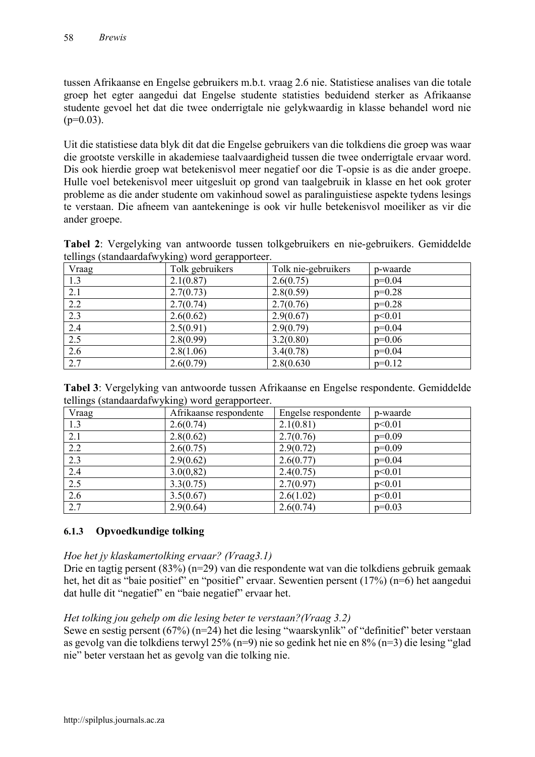tussen Afrikaanse en Engelse gebruikers m.b.t. vraag 2.6 nie. Statistiese analises van die totale groep het egter aangedui dat Engelse studente statisties beduidend sterker as Afrikaanse studente gevoel het dat die twee onderrigtale nie gelykwaardig in klasse behandel word nie ($p=0.03$).

Uit die statistiese data blyk dit dat die Engelse gebruikers van die tolkdiens die groep was waar die grootste verskille in akademiese taalvaardigheid tussen die twee onderrigtale ervaar word. Dis ook hierdie groep wat betekenisvol meer negatief oor die T-opsie is as die ander groepe. Hulle voel betekenisvol meer uitgesluit op grond van taalgebruik in klasse en het ook groter probleme as die ander studente om vakinhoud sowel as paralinguistiese aspekte tydens lesings te verstaan. Die afneem van aantekeninge is ook vir hulle betekenisvol moeiliker as vir die ander groepe.

**Tabel 2**: Vergelyking van antwoorde tussen tolkgebruikers en nie-gebruikers. Gemiddelde tellings (standaardafwyking) word gerapporteer.

| Vraag | Tolk gebruikers | Tolk nie-gebruikers | p-waarde |
|---|---|---|---|
| 1.3 | 2.1(0.87) | 2.6(0.75) | p=0.04 |
| 2.1 | 2.7(0.73) | 2.8(0.59) | p=0.28 |
| 2.2 | 2.7(0.74) | 2.7(0.76) | p=0.28 |
| 2.3 | 2.6(0.62) | 2.9(0.67) | p<0.01 |
| 2.4 | 2.5(0.91) | 2.9(0.79) | p=0.04 |
| 2.5 | 2.8(0.99) | 3.2(0.80) | p=0.06 |
| 2.6 | 2.8(1.06) | 3.4(0.78) | p=0.04 |
| 2.7 | 2.6(0.79) | 2.8(0.630 | p=0.12 |

**Tabel 3**: Vergelyking van antwoorde tussen Afrikaanse en Engelse respondente. Gemiddelde tellings (standaardafwyking) word gerapporteer.

| Vraag | Afrikaanse respondente | Engelse respondente | p-waarde |
|---|---|---|---|
| 1.3 | 2.6(0.74) | 2.1(0.81) | p<0.01 |
| 2.1 | 2.8(0.62) | 2.7(0.76) | p=0.09 |
| 2.2 | 2.6(0.75) | 2.9(0.72) | p=0.09 |
| 2.3 | 2.9(0.62) | 2.6(0.77) | p=0.04 |
| 2.4 | 3.0(0,82) | 2.4(0.75) | p<0.01 |
| 2.5 | 3.3(0.75) | 2.7(0.97) | p<0.01 |
| 2.6 | 3.5(0.67) | 2.6(1.02) | p<0.01 |
| 2.7 | 2.9(0.64) | 2.6(0.74) | p=0.03 |

#### 6.1.3 Opvoedkundige tolking

*Hoe het jy klaskamertolking ervaar? (Vraag3.1)*

Drie en tagtig persent (83%) (n=29) van die respondente wat van die tolkdiens gebruik gemaak het, het dit as "baie positief" en "positief" ervaar. Sewentien persent (17%) (n=6) het aangedui dat hulle dit "negatief" en "baie negatief" ervaar het.

*Het tolking jou gehelp om die lesing beter te verstaan?(Vraag 3.2)*

Sewe en sestig persent (67%) (n=24) het die lesing "waarskynlik" of "definitief" beter verstaan as gevolg van die tolkdiens terwyl 25% (n=9) nie so gedink het nie en 8% (n=3) die lesing "glad nie" beter verstaan het as gevolg van die tolking nie.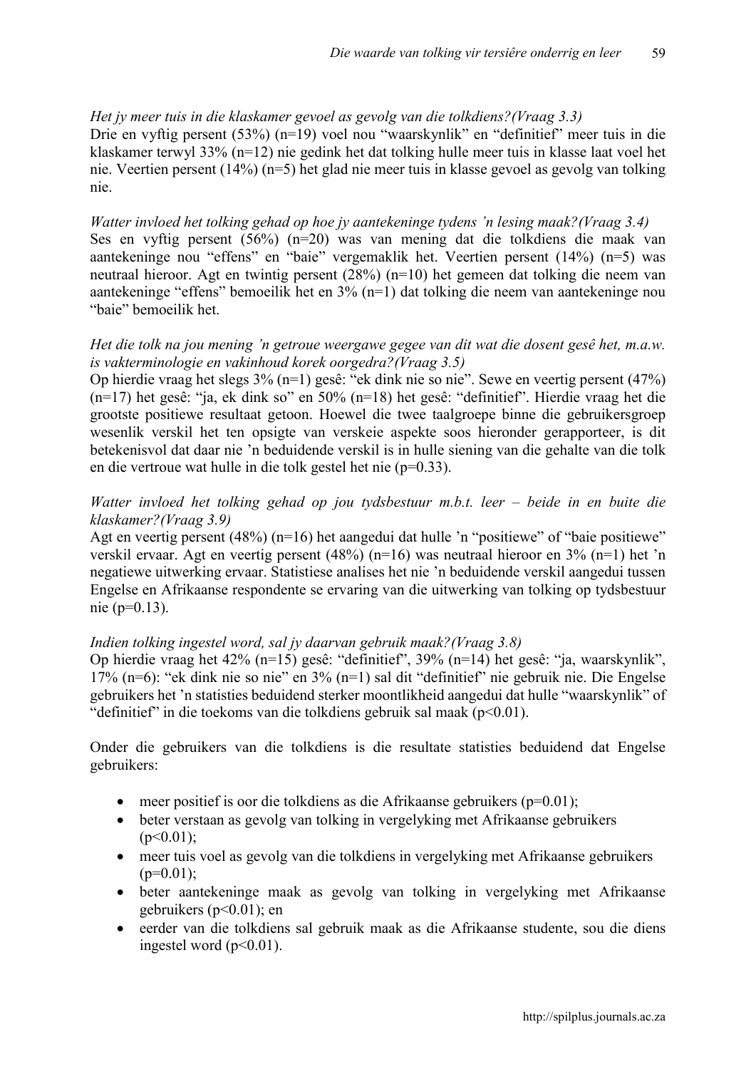*Het jy meer tuis in die klaskamer gevoel as gevolg van die tolkdiens?(Vraag 3.3)*

Drie en vyftig persent (53%) (n=19) voel nou "waarskynlik" en "definitief" meer tuis in die klaskamer terwyl 33% (n=12) nie gedink het dat tolking hulle meer tuis in klasse laat voel het nie. Veertien persent (14%) (n=5) het glad nie meer tuis in klasse gevoel as gevolg van tolking nie.

*Watter invloed het tolking gehad op hoe jy aantekeninge tydens 'n lesing maak?(Vraag 3.4)*

Ses en vyftig persent (56%) (n=20) was van mening dat die tolkdiens die maak van aantekeninge nou "effens" en "baie" vergemaklik het. Veertien persent (14%) (n=5) was neutraal hieroor. Agt en twintig persent (28%) (n=10) het gemeen dat tolking die neem van aantekeninge "effens" bemoeilik het en 3% (n=1) dat tolking die neem van aantekeninge nou "baie" bemoeilik het.

*Het die tolk na jou mening 'n getroue weergawe gegee van dit wat die dosent gesê het, m.a.w. is vakterminologie en vakinhoud korek oorgedra?(Vraag 3.5)*

Op hierdie vraag het slegs 3% (n=1) gesê: "ek dink nie so nie". Sewe en veertig persent (47%) (n=17) het gesê: "ja, ek dink so" en 50% (n=18) het gesê: "definitief". Hierdie vraag het die grootste positiewe resultaat getoon. Hoewel die twee taalgroepe binne die gebruikersgroep wesenlik verskil het ten opsigte van verskeie aspekte soos hieronder gerapporteer, is dit betekenisvol dat daar nie 'n beduidende verskil is in hulle siening van die gehalte van die tolk en die vertroue wat hulle in die tolk gestel het nie ($p=0.33$).

*Watter invloed het tolking gehad op jou tydsbestuur m.b.t. leer – beide in en buite die klaskamer?(Vraag 3.9)*

Agt en veertig persent (48%) (n=16) het aangedui dat hulle 'n "positiewe" of "baie positiewe" verskil ervaar. Agt en veertig persent (48%) (n=16) was neutraal hieroor en 3% (n=1) het 'n negatiewe uitwerking ervaar. Statistiese analises het nie 'n beduidende verskil aangedui tussen Engelse en Afrikaanse respondente se ervaring van die uitwerking van tolking op tydsbestuur nie ($p=0.13$).

*Indien tolking ingestel word, sal jy daarvan gebruik maak?(Vraag 3.8)*

Op hierdie vraag het 42% (n=15) gesê: "definitief", 39% (n=14) het gesê: "ja, waarskynlik", 17% (n=6): "ek dink nie so nie" en 3% (n=1) sal dit "definitief" nie gebruik nie. Die Engelse gebruikers het 'n statisties beduidend sterker moontlikheid aangedui dat hulle "waarskynlik" of "definitief" in die toekoms van die tolkdiens gebruik sal maak ($p<0.01$).

Onder die gebruikers van die tolkdiens is die resultate statisties beduidend dat Engelse gebruikers:

- meer positief is oor die tolkdiens as die Afrikaanse gebruikers ($p=0.01$);
- beter verstaan as gevolg van tolking in vergelyking met Afrikaanse gebruikers ($p<0.01$);
- meer tuis voel as gevolg van die tolkdiens in vergelyking met Afrikaanse gebruikers ($p=0.01$);
- beter aantekeninge maak as gevolg van tolking in vergelyking met Afrikaanse gebruikers ($p<0.01$); en
- eerder van die tolkdiens sal gebruik maak as die Afrikaanse studente, sou die diens ingestel word ($p<0.01$).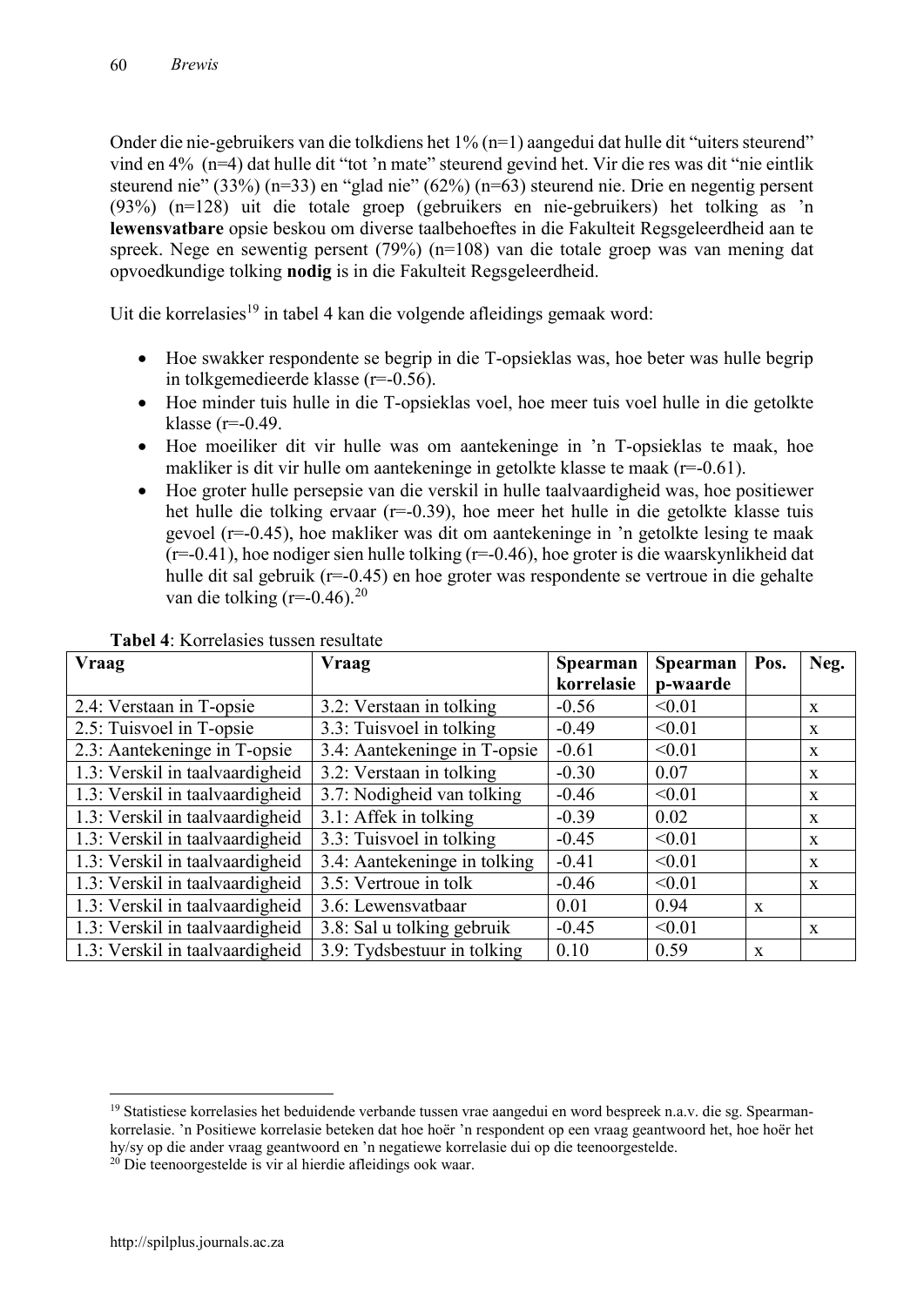Onder die nie-gebruikers van die tolkdiens het 1% (n=1) aangedui dat hulle dit "uiters steurend" vind en 4% (n=4) dat hulle dit "tot 'n mate" steurend gevind het. Vir die res was dit "nie eintlik steurend nie" (33%) (n=33) en "glad nie" (62%) (n=63) steurend nie. Drie en negentig persent (93%) (n=128) uit die totale groep (gebruikers en nie-gebruikers) het tolking as 'n **lewensvatbare** opsie beskou om diverse taalbehoeftes in die Fakulteit Regsgeleerdheid aan te spreek. Nege en sewentig persent (79%) (n=108) van die totale groep was van mening dat opvoedkundige tolking **nodig** is in die Fakulteit Regsgeleerdheid.

Uit die korrelasies[19] in tabel 4 kan die volgende afleidings gemaak word:

- Hoe swakker respondente se begrip in die T-opsieklas was, hoe beter was hulle begrip in tolkgemedieerde klasse (r=-0.56).
- Hoe minder tuis hulle in die T-opsieklas voel, hoe meer tuis voel hulle in die getolkte klasse (r=-0.49.
- Hoe moeiliker dit vir hulle was om aantekeninge in 'n T-opsieklas te maak, hoe makliker is dit vir hulle om aantekeninge in getolkte klasse te maak (r=-0.61).
- Hoe groter hulle persepsie van die verskil in hulle taalvaardigheid was, hoe positiewer het hulle die tolking ervaar (r=-0.39), hoe meer het hulle in die getolkte klasse tuis gevoel (r=-0.45), hoe makliker was dit om aantekeninge in 'n getolkte lesing te maak (r=-0.41), hoe nodiger sien hulle tolking (r=-0.46), hoe groter is die waarskynlikheid dat hulle dit sal gebruik (r=-0.45) en hoe groter was respondente se vertroue in die gehalte van die tolking (r=-0.46).[20]

**Tabel 4**: Korrelasies tussen resultate

| Vraag | Vraag | Spearman korrelasie | Spearman p-waarde | Pos. | Neg. |
|---|---|---|---|---|---|
| 2.4: Verstaan in T-opsie | 3.2: Verstaan in tolking | -0.56 | <0.01 | | x |
| 2.5: Tuisvoel in T-opsie | 3.3: Tuisvoel in tolking | -0.49 | <0.01 | | x |
| 2.3: Aantekeninge in T-opsie | 3.4: Aantekeninge in T-opsie | -0.61 | <0.01 | | x |
| 1.3: Verskil in taalvaardigheid | 3.2: Verstaan in tolking | -0.30 | 0.07 | | x |
| 1.3: Verskil in taalvaardigheid | 3.7: Nodigheid van tolking | -0.46 | <0.01 | | x |
| 1.3: Verskil in taalvaardigheid | 3.1: Affek in tolking | -0.39 | 0.02 | | x |
| 1.3: Verskil in taalvaardigheid | 3.3: Tuisvoel in tolking | -0.45 | <0.01 | | x |
| 1.3: Verskil in taalvaardigheid | 3.4: Aantekeninge in tolking | -0.41 | <0.01 | | x |
| 1.3: Verskil in taalvaardigheid | 3.5: Vertroue in tolk | -0.46 | <0.01 | | x |
| 1.3: Verskil in taalvaardigheid | 3.6: Lewensvatbaar | 0.01 | 0.94 | x | |
| 1.3: Verskil in taalvaardigheid | 3.8: Sal u tolking gebruik | -0.45 | <0.01 | | x |
| 1.3: Verskil in taalvaardigheid | 3.9: Tydsbestuur in tolking | 0.10 | 0.59 | x | |

[19] Statistiese korrelasies het beduidende verbande tussen vrae aangedui en word bespreek n.a.v. die sg. Spearman-korrelasie. 'n Positiewe korrelasie beteken dat hoe hoër 'n respondent op een vraag geantwoord het, hoe hoër het hy/sy op die ander vraag geantwoord en 'n negatiewe korrelasie dui op die teenoorgestelde.

[20] Die teenoorgestelde is vir al hierdie afleidings ook waar.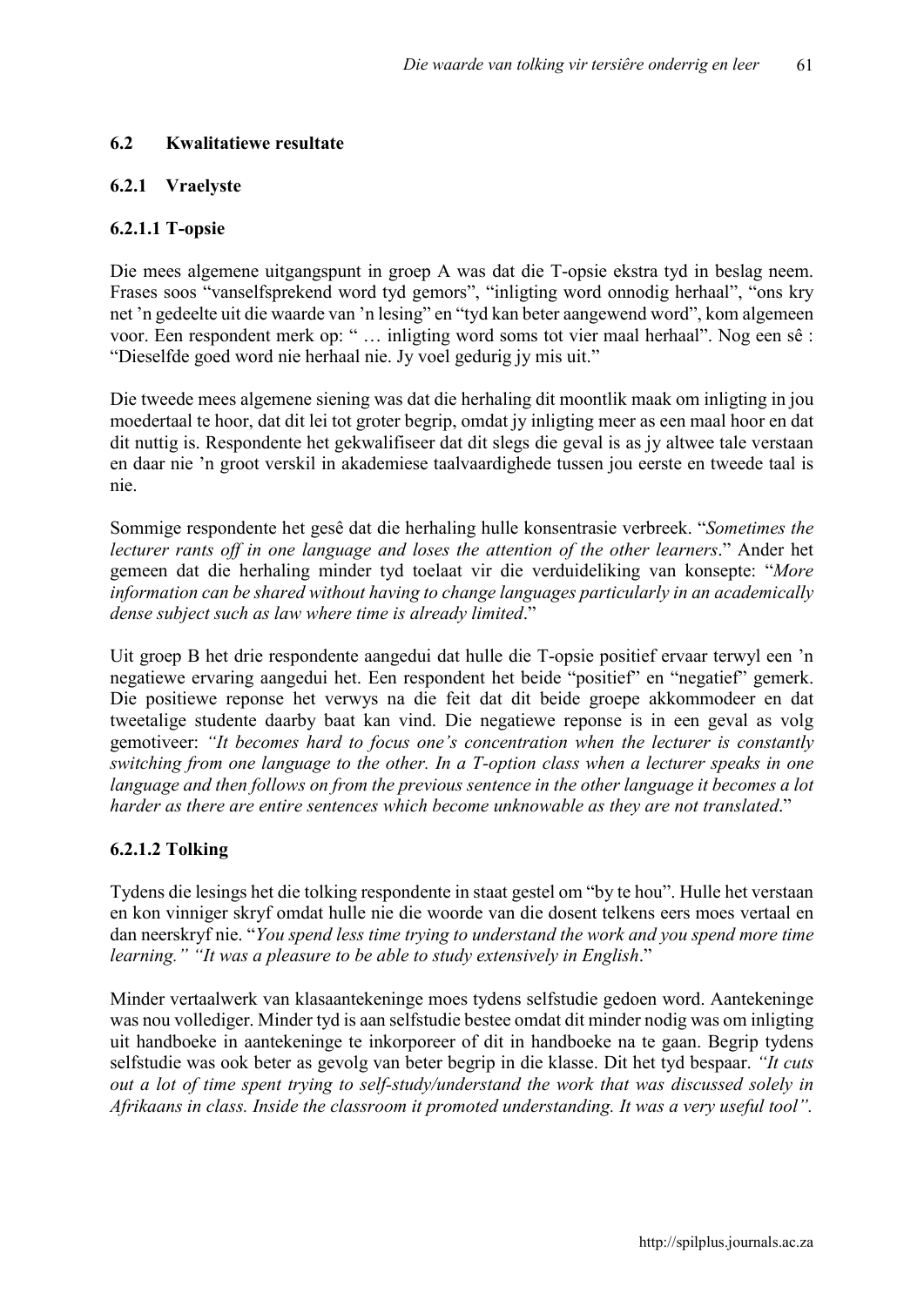### 6.2 Kwalitatiewe resultate

#### 6.2.1 Vraelyste

##### 6.2.1.1 T-opsie

Die mees algemene uitgangspunt in groep A was dat die T-opsie ekstra tyd in beslag neem. Frases soos "vanselfsprekend word tyd gemors", "inligting word onnodig herhaal", "ons kry net 'n gedeelte uit die waarde van 'n lesing" en "tyd kan beter aangewend word", kom algemeen voor. Een respondent merk op: " … inligting word soms tot vier maal herhaal". Nog een sê : "Dieselfde goed word nie herhaal nie. Jy voel gedurig jy mis uit."

Die tweede mees algemene siening was dat die herhaling dit moontlik maak om inligting in jou moedertaal te hoor, dat dit lei tot groter begrip, omdat jy inligting meer as een maal hoor en dat dit nuttig is. Respondente het gekwalifiseer dat dit slegs die geval is as jy altwee tale verstaan en daar nie 'n groot verskil in akademiese taalvaardighede tussen jou eerste en tweede taal is nie.

Sommige respondente het gesê dat die herhaling hulle konsentrasie verbreek. "*Sometimes the lecturer rants off in one language and loses the attention of the other learners*." Ander het gemeen dat die herhaling minder tyd toelaat vir die verduideliking van konsepte: "*More information can be shared without having to change languages particularly in an academically dense subject such as law where time is already limited*."

Uit groep B het drie respondente aangedui dat hulle die T-opsie positief ervaar terwyl een 'n negatiewe ervaring aangedui het. Een respondent het beide "positief" en "negatief" gemerk. Die positiewe reponse het verwys na die feit dat dit beide groepe akkommodeer en dat tweetalige studente daarby baat kan vind. Die negatiewe reponse is in een geval as volg gemotiveer: *"It becomes hard to focus one's concentration when the lecturer is constantly switching from one language to the other. In a T-option class when a lecturer speaks in one language and then follows on from the previous sentence in the other language it becomes a lot harder as there are entire sentences which become unknowable as they are not translated*."

##### 6.2.1.2 Tolking

Tydens die lesings het die tolking respondente in staat gestel om "by te hou". Hulle het verstaan en kon vinniger skryf omdat hulle nie die woorde van die dosent telkens eers moes vertaal en dan neerskryf nie. "*You spend less time trying to understand the work and you spend more time learning." "It was a pleasure to be able to study extensively in English*."

Minder vertaalwerk van klasaantekeninge moes tydens selfstudie gedoen word. Aantekeninge was nou vollediger. Minder tyd is aan selfstudie bestee omdat dit minder nodig was om inligting uit handboeke in aantekeninge te inkorporeer of dit in handboeke na te gaan. Begrip tydens selfstudie was ook beter as gevolg van beter begrip in die klasse. Dit het tyd bespaar. *"It cuts out a lot of time spent trying to self-study/understand the work that was discussed solely in Afrikaans in class. Inside the classroom it promoted understanding. It was a very useful tool"*.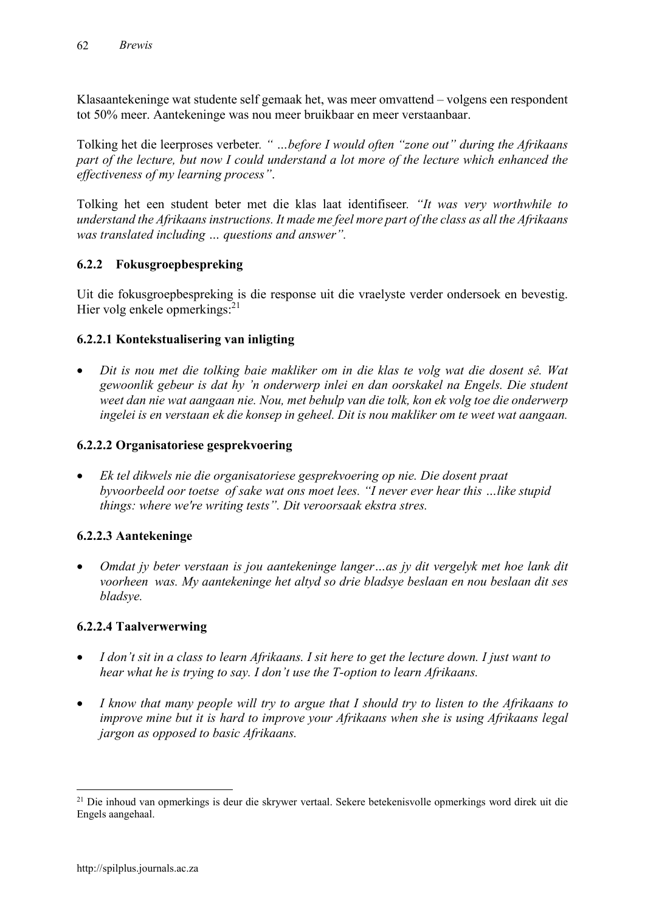Klasaantekeninge wat studente self gemaak het, was meer omvattend – volgens een respondent tot 50% meer. Aantekeninge was nou meer bruikbaar en meer verstaanbaar.

Tolking het die leerproses verbeter. *" …before I would often "zone out" during the Afrikaans part of the lecture, but now I could understand a lot more of the lecture which enhanced the effectiveness of my learning process"*.

Tolking het een student beter met die klas laat identifiseer. *"It was very worthwhile to understand the Afrikaans instructions. It made me feel more part of the class as all the Afrikaans was translated including … questions and answer"*.

### 6.2.2 Fokusgroepbespreking

Uit die fokusgroepbespreking is die response uit die vraelyste verder ondersoek en bevestig. Hier volg enkele opmerkings:[21]

#### 6.2.2.1 Kontekstualisering van inligting

- *Dit is nou met die tolking baie makliker om in die klas te volg wat die dosent sê. Wat gewoonlik gebeur is dat hy 'n onderwerp inlei en dan oorskakel na Engels. Die student weet dan nie wat aangaan nie. Nou, met behulp van die tolk, kon ek volg toe die onderwerp ingelei is en verstaan ek die konsep in geheel. Dit is nou makliker om te weet wat aangaan.*

#### 6.2.2.2 Organisatoriese gesprekvoering

- *Ek tel dikwels nie die organisatoriese gesprekvoering op nie. Die dosent praat byvoorbeeld oor toetse of sake wat ons moet lees. "I never ever hear this …like stupid things: where we're writing tests". Dit veroorsaak ekstra stres.*

#### 6.2.2.3 Aantekeninge

- *Omdat jy beter verstaan is jou aantekeninge langer…as jy dit vergelyk met hoe lank dit voorheen was. My aantekeninge het altyd so drie bladsye beslaan en nou beslaan dit ses bladsye.*

#### 6.2.2.4 Taalverwerwing

- *I don't sit in a class to learn Afrikaans. I sit here to get the lecture down. I just want to hear what he is trying to say. I don't use the T-option to learn Afrikaans.*

- *I know that many people will try to argue that I should try to listen to the Afrikaans to improve mine but it is hard to improve your Afrikaans when she is using Afrikaans legal jargon as opposed to basic Afrikaans.*

---

[21] Die inhoud van opmerkings is deur die skrywer vertaal. Sekere betekenisvolle opmerkings word direk uit die Engels aangehaal.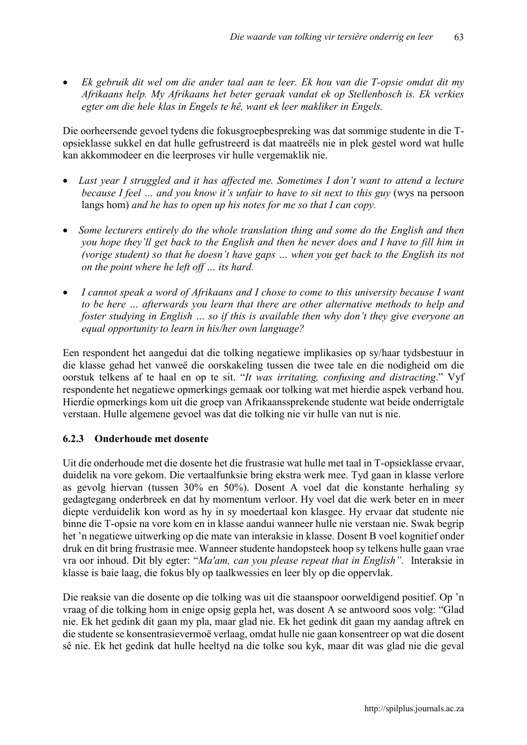- *Ek gebruik dit wel om die ander taal aan te leer. Ek hou van die T-opsie omdat dit my Afrikaans help. My Afrikaans het beter geraak vandat ek op Stellenbosch is. Ek verkies egter om die hele klas in Engels te hê, want ek leer makliker in Engels.*

Die oorheersende gevoel tydens die fokusgroepbespreking was dat sommige studente in die T-opsieklasse sukkel en dat hulle gefrustreerd is dat maatreëls nie in plek gestel word wat hulle kan akkommodeer en die leerproses vir hulle vergemaklik nie.

- *Last year I struggled and it has affected me. Sometimes I don't want to attend a lecture because I feel … and you know it's unfair to have to sit next to this guy* (wys na persoon langs hom) *and he has to open up his notes for me so that I can copy.*

- *Some lecturers entirely do the whole translation thing and some do the English and then you hope they'll get back to the English and then he never does and I have to fill him in (vorige student) so that he doesn't have gaps … when you get back to the English its not on the point where he left off … its hard.*

- *I cannot speak a word of Afrikaans and I chose to come to this university because I want to be here … afterwards you learn that there are other alternative methods to help and foster studying in English … so if this is available then why don't they give everyone an equal opportunity to learn in his/her own language?*

Een respondent het aangedui dat die tolking negatiewe implikasies op sy/haar tydsbestuur in die klasse gehad het vanweë die oorskakeling tussen die twee tale en die nodigheid om die oorstuk telkens af te haal en op te sit. "*It was irritating, confusing and distracting*." Vyf respondente het negatiewe opmerkings gemaak oor tolking wat met hierdie aspek verband hou. Hierdie opmerkings kom uit die groep van Afrikaanssprekende studente wat beide onderrigtale verstaan. Hulle algemene gevoel was dat die tolking nie vir hulle van nut is nie.

### 6.2.3 Onderhoude met dosente

Uit die onderhoude met die dosente het die frustrasie wat hulle met taal in T-opsieklasse ervaar, duidelik na vore gekom. Die vertaalfunksie bring ekstra werk mee. Tyd gaan in klasse verlore as gevolg hiervan (tussen 30% en 50%). Dosent A voel dat die konstante herhaling sy gedagtegang onderbreek en dat hy momentum verloor. Hy voel dat die werk beter en in meer diepte verduidelik kon word as hy in sy moedertaal kon klasgee. Hy ervaar dat studente nie binne die T-opsie na vore kom en in klasse aandui wanneer hulle nie verstaan nie. Swak begrip het 'n negatiewe uitwerking op die mate van interaksie in klasse. Dosent B voel kognitief onder druk en dit bring frustrasie mee. Wanneer studente handopsteek hoop sy telkens hulle gaan vrae vra oor inhoud. Dit bly egter: "*Ma'am, can you please repeat that in English".* Interaksie in klasse is baie laag, die fokus bly op taalkwessies en leer bly op die oppervlak.

Die reaksie van die dosente op die tolking was uit die staanspoor oorweldigend positief. Op 'n vraag of die tolking hom in enige opsig gepla het, was dosent A se antwoord soos volg: "Glad nie. Ek het gedink dit gaan my pla, maar glad nie. Ek het gedink dit gaan my aandag aftrek en die studente se konsentrasievermoë verlaag, omdat hulle nie gaan konsentreer op wat die dosent sê nie. Ek het gedink dat hulle heeltyd na die tolke sou kyk, maar dit was glad nie die geval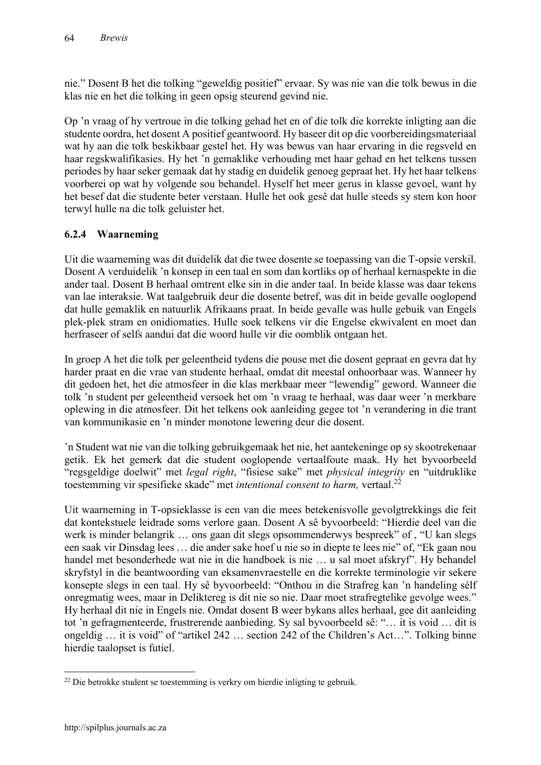nie." Dosent B het die tolking "geweldig positief" ervaar. Sy was nie van die tolk bewus in die klas nie en het die tolking in geen opsig steurend gevind nie.

Op 'n vraag of hy vertroue in die tolking gehad het en of die tolk die korrekte inligting aan die studente oordra, het dosent A positief geantwoord. Hy baseer dit op die voorbereidingsmateriaal wat hy aan die tolk beskikbaar gestel het. Hy was bewus van haar ervaring in die regsveld en haar regskwalifikasies. Hy het 'n gemaklike verhouding met haar gehad en het telkens tussen periodes by haar seker gemaak dat hy stadig en duidelik genoeg gepraat het. Hy het haar telkens voorberei op wat hy volgende sou behandel. Hyself het meer gerus in klasse gevoel, want hy het besef dat die studente beter verstaan. Hulle het ook gesê dat hulle steeds sy stem kon hoor terwyl hulle na die tolk geluister het.

### 6.2.4 Waarneming

Uit die waarneming was dit duidelik dat die twee dosente se toepassing van die T-opsie verskil. Dosent A verduidelik 'n konsep in een taal en som dan kortliks op of herhaal kernaspekte in die ander taal. Dosent B herhaal omtrent elke sin in die ander taal. In beide klasse was daar tekens van lae interaksie. Wat taalgebruik deur die dosente betref, was dit in beide gevalle ooglopend dat hulle gemaklik en natuurlik Afrikaans praat. In beide gevalle was hulle gebuik van Engels plek-plek stram en onidiomaties. Hulle soek telkens vir die Engelse ekwivalent en moet dan herfraseer of selfs aandui dat die woord hulle vir die oomblik ontgaan het.

In groep A het die tolk per geleentheid tydens die pouse met die dosent gepraat en gevra dat hy harder praat en die vrae van studente herhaal, omdat dit meestal onhoorbaar was. Wanneer hy dit gedoen het, het die atmosfeer in die klas merkbaar meer "lewendig" geword. Wanneer die tolk 'n student per geleentheid versoek het om 'n vraag te herhaal, was daar weer 'n merkbare oplewing in die atmosfeer. Dit het telkens ook aanleiding gegee tot 'n verandering in die trant van kommunikasie en 'n minder monotone lewering deur die dosent.

'n Student wat nie van die tolking gebruikgemaak het nie, het aantekeninge op sy skootrekenaar getik. Ek het gemerk dat die student ooglopende vertaalfoute maak. Hy het byvoorbeeld "regsgeldige doelwit" met *legal right*, "fisiese sake" met *physical integrity* en "uitdruklike toestemming vir spesifieke skade" met *intentional consent to harm,* vertaal.[22]

Uit waarneming in T-opsieklasse is een van die mees betekenisvolle gevolgtrekkings die feit dat kontekstuele leidrade soms verlore gaan. Dosent A sê byvoorbeeld: "Hierdie deel van die werk is minder belangrik … ons gaan dit slegs opsommenderwys bespreek" of , "U kan slegs een saak vir Dinsdag lees … die ander sake hoef u nie so in diepte te lees nie" of, "Ek gaan nou handel met besonderhede wat nie in die handboek is nie … u sal moet afskryf". Hy behandel skryfstyl in die beantwoording van eksamenvraestelle en die korrekte terminologie vir sekere konsepte slegs in een taal. Hy sê byvoorbeeld: "Onthou in die Strafreg kan 'n handeling sélf onregmatig wees, maar in Deliktereg is dit nie so nie. Daar moet strafregtelike gevolge wees." Hy herhaal dit nie in Engels nie. Omdat dosent B weer bykans alles herhaal, gee dit aanleiding tot 'n gefragmenteerde, frustrerende aanbieding. Sy sal byvoorbeeld sê: "… it is void … dit is ongeldig … it is void" of "artikel 242 … section 242 of the Children's Act…". Tolking binne hierdie taalopset is futiel.

[22] Die betrokke student se toestemming is verkry om hierdie inligting te gebruik.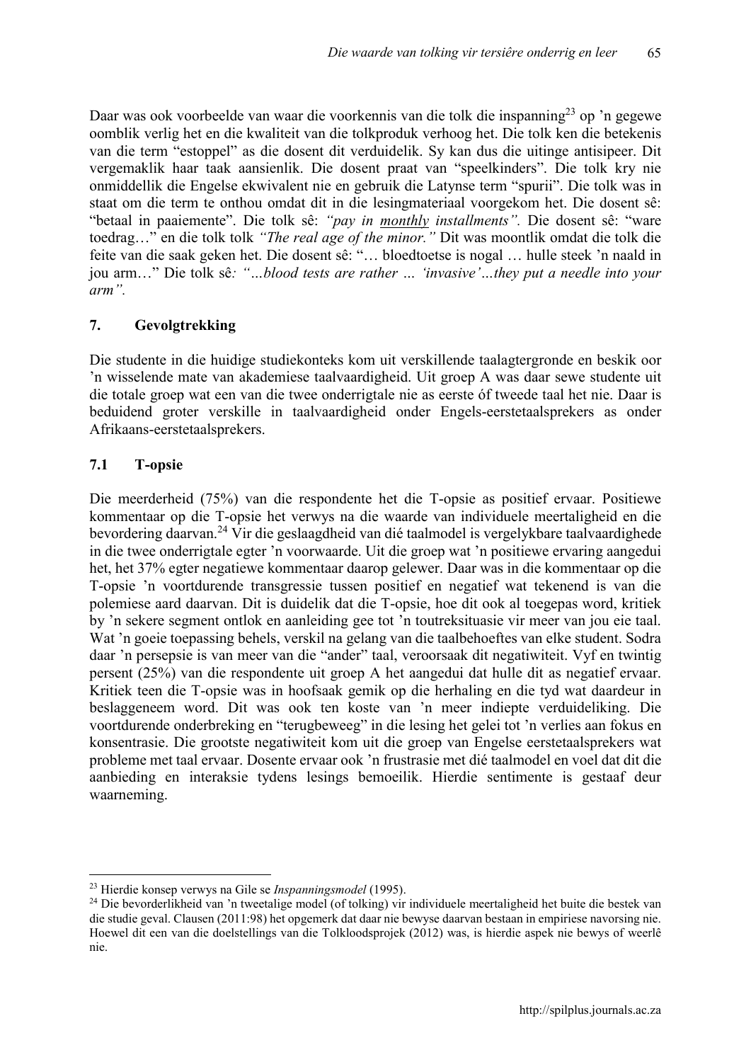Daar was ook voorbeelde van waar die voorkennis van die tolk die inspanning[23] op 'n gegewe oomblik verlig het en die kwaliteit van die tolkproduk verhoog het. Die tolk ken die betekenis van die term "estoppel" as die dosent dit verduidelik. Sy kan dus die uitinge antisipeer. Dit vergemaklik haar taak aansienlik. Die dosent praat van "speelkinders". Die tolk kry nie onmiddellik die Engelse ekwivalent nie en gebruik die Latynse term "spurii". Die tolk was in staat om die term te onthou omdat dit in die lesingmateriaal voorgekom het. Die dosent sê: "betaal in paaiemente". Die tolk sê: *"pay in monthly installments".* Die dosent sê: "ware toedrag…" en die tolk tolk *"The real age of the minor."* Dit was moontlik omdat die tolk die feite van die saak geken het. Die dosent sê: "… bloedtoetse is nogal … hulle steek 'n naald in jou arm…" Die tolk sê*: "…blood tests are rather … 'invasive'…they put a needle into your arm".*

## 7. Gevolgtrekking

Die studente in die huidige studiekonteks kom uit verskillende taalagtergronde en beskik oor 'n wisselende mate van akademiese taalvaardigheid. Uit groep A was daar sewe studente uit die totale groep wat een van die twee onderrigtale nie as eerste óf tweede taal het nie. Daar is beduidend groter verskille in taalvaardigheid onder Engels-eerstetaalsprekers as onder Afrikaans-eerstetaalsprekers.

### 7.1 T-opsie

Die meerderheid (75%) van die respondente het die T-opsie as positief ervaar. Positiewe kommentaar op die T-opsie het verwys na die waarde van individuele meertaligheid en die bevordering daarvan.[24] Vir die geslaagdheid van dié taalmodel is vergelykbare taalvaardighede in die twee onderrigtale egter 'n voorwaarde. Uit die groep wat 'n positiewe ervaring aangedui het, het 37% egter negatiewe kommentaar daarop gelewer. Daar was in die kommentaar op die T-opsie 'n voortdurende transgressie tussen positief en negatief wat tekenend is van die polemiese aard daarvan. Dit is duidelik dat die T-opsie, hoe dit ook al toegepas word, kritiek by 'n sekere segment ontlok en aanleiding gee tot 'n toutreksituasie vir meer van jou eie taal. Wat 'n goeie toepassing behels, verskil na gelang van die taalbehoeftes van elke student. Sodra daar 'n persepsie is van meer van die "ander" taal, veroorsaak dit negatiwiteit. Vyf en twintig persent (25%) van die respondente uit groep A het aangedui dat hulle dit as negatief ervaar. Kritiek teen die T-opsie was in hoofsaak gemik op die herhaling en die tyd wat daardeur in beslaggeneem word. Dit was ook ten koste van 'n meer indiepte verduideliking. Die voortdurende onderbreking en "terugbeweeg" in die lesing het gelei tot 'n verlies aan fokus en konsentrasie. Die grootste negatiwiteit kom uit die groep van Engelse eerstetaalsprekers wat probleme met taal ervaar. Dosente ervaar ook 'n frustrasie met dié taalmodel en voel dat dit die aanbieding en interaksie tydens lesings bemoeilik. Hierdie sentimente is gestaaf deur waarneming.

---

[23] Hierdie konsep verwys na Gile se *Inspanningsmodel* (1995).

[24] Die bevorderlikheid van 'n tweetalige model (of tolking) vir individuele meertaligheid het buite die bestek van die studie geval. Clausen (2011:98) het opgemerk dat daar nie bewyse daarvan bestaan in empiriese navorsing nie. Hoewel dit een van die doelstellings van die Tolkloodsprojek (2012) was, is hierdie aspek nie bewys of weerlê nie.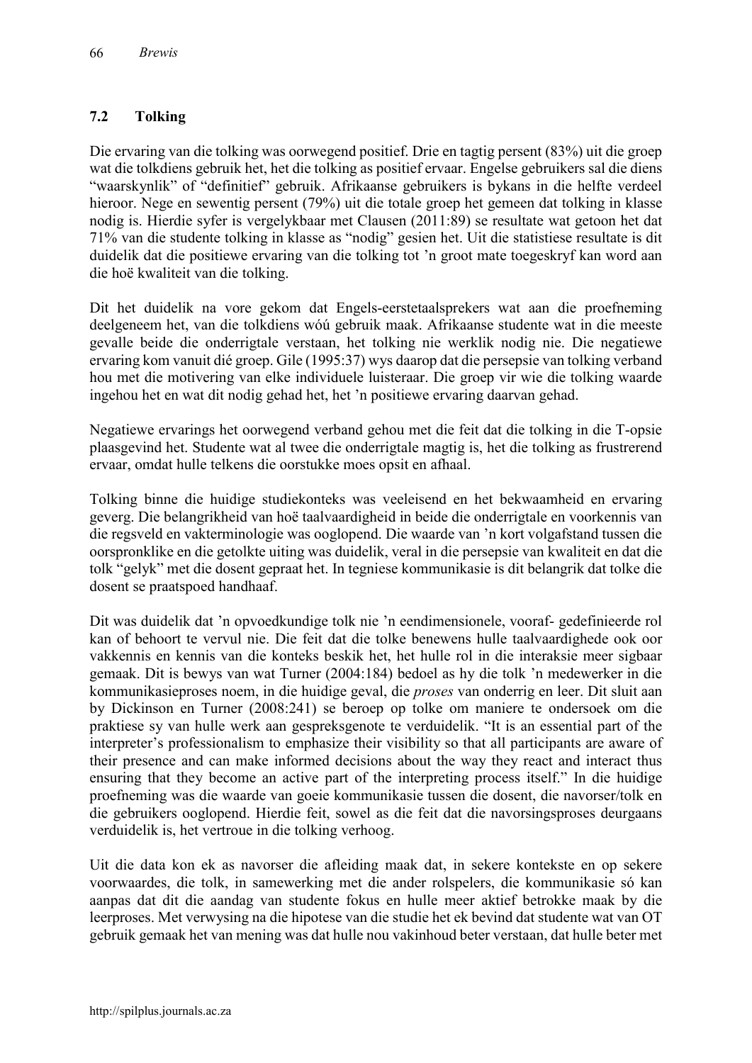## 7.2 Tolking

Die ervaring van die tolking was oorwegend positief. Drie en tagtig persent (83%) uit die groep wat die tolkdiens gebruik het, het die tolking as positief ervaar. Engelse gebruikers sal die diens "waarskynlik" of "definitief" gebruik. Afrikaanse gebruikers is bykans in die helfte verdeel hieroor. Nege en sewentig persent (79%) uit die totale groep het gemeen dat tolking in klasse nodig is. Hierdie syfer is vergelykbaar met Clausen (2011:89) se resultate wat getoon het dat 71% van die studente tolking in klasse as "nodig" gesien het. Uit die statistiese resultate is dit duidelik dat die positiewe ervaring van die tolking tot 'n groot mate toegeskryf kan word aan die hoë kwaliteit van die tolking.

Dit het duidelik na vore gekom dat Engels-eerstetaalsprekers wat aan die proefneming deelgeneem het, van die tolkdiens wóú gebruik maak. Afrikaanse studente wat in die meeste gevalle beide die onderrigtale verstaan, het tolking nie werklik nodig nie. Die negatiewe ervaring kom vanuit dié groep. Gile (1995:37) wys daarop dat die persepsie van tolking verband hou met die motivering van elke individuele luisteraar. Die groep vir wie die tolking waarde ingehou het en wat dit nodig gehad het, het 'n positiewe ervaring daarvan gehad.

Negatiewe ervarings het oorwegend verband gehou met die feit dat die tolking in die T-opsie plaasgevind het. Studente wat al twee die onderrigtale magtig is, het die tolking as frustrerend ervaar, omdat hulle telkens die oorstukke moes opsit en afhaal.

Tolking binne die huidige studiekonteks was veeleisend en het bekwaamheid en ervaring geverg. Die belangrikheid van hoë taalvaardigheid in beide die onderrigtale en voorkennis van die regsveld en vakterminologie was ooglopend. Die waarde van 'n kort volgafstand tussen die oorspronklike en die getolkte uiting was duidelik, veral in die persepsie van kwaliteit en dat die tolk "gelyk" met die dosent gepraat het. In tegniese kommunikasie is dit belangrik dat tolke die dosent se praatspoed handhaaf.

Dit was duidelik dat 'n opvoedkundige tolk nie 'n eendimensionele, vooraf- gedefinieerde rol kan of behoort te vervul nie. Die feit dat die tolke benewens hulle taalvaardighede ook oor vakkennis en kennis van die konteks beskik het, het hulle rol in die interaksie meer sigbaar gemaak. Dit is bewys van wat Turner (2004:184) bedoel as hy die tolk 'n medewerker in die kommunikasieproses noem, in die huidige geval, die *proses* van onderrig en leer. Dit sluit aan by Dickinson en Turner (2008:241) se beroep op tolke om maniere te ondersoek om die praktiese sy van hulle werk aan gespreksgenote te verduidelik. "It is an essential part of the interpreter's professionalism to emphasize their visibility so that all participants are aware of their presence and can make informed decisions about the way they react and interact thus ensuring that they become an active part of the interpreting process itself." In die huidige proefneming was die waarde van goeie kommunikasie tussen die dosent, die navorser/tolk en die gebruikers ooglopend. Hierdie feit, sowel as die feit dat die navorsingsproses deurgaans verduidelik is, het vertroue in die tolking verhoog.

Uit die data kon ek as navorser die afleiding maak dat, in sekere kontekste en op sekere voorwaardes, die tolk, in samewerking met die ander rolspelers, die kommunikasie só kan aanpas dat dit die aandag van studente fokus en hulle meer aktief betrokke maak by die leerproses. Met verwysing na die hipotese van die studie het ek bevind dat studente wat van OT gebruik gemaak het van mening was dat hulle nou vakinhoud beter verstaan, dat hulle beter met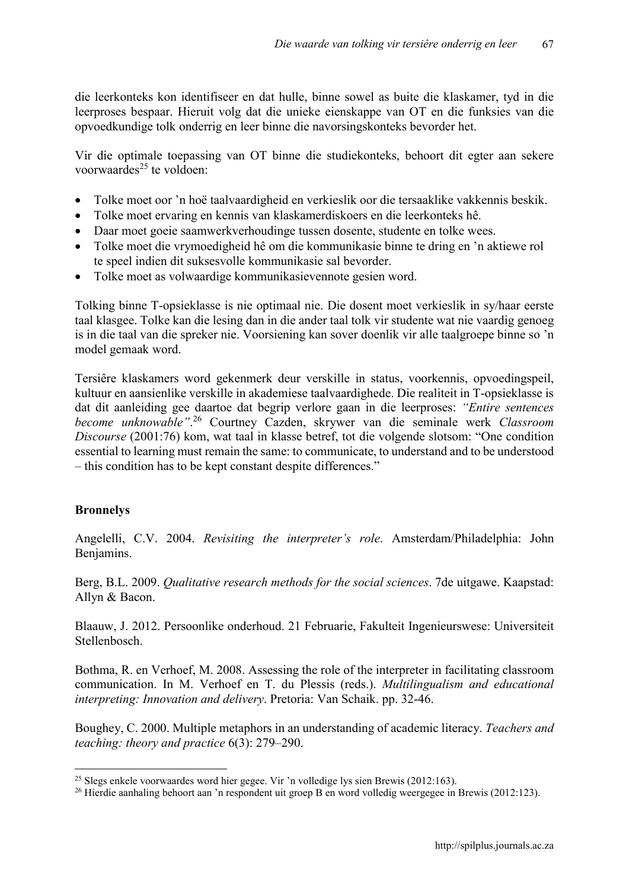die leerkonteks kon identifiseer en dat hulle, binne sowel as buite die klaskamer, tyd in die leerproses bespaar. Hieruit volg dat die unieke eienskappe van OT en die funksies van die opvoedkundige tolk onderrig en leer binne die navorsingskonteks bevorder het.

Vir die optimale toepassing van OT binne die studiekonteks, behoort dit egter aan sekere voorwaardes[25] te voldoen:

- Tolke moet oor 'n hoë taalvaardigheid en verkieslik oor die tersaaklike vakkennis beskik.
- Tolke moet ervaring en kennis van klaskamerdiskoers en die leerkonteks hê.
- Daar moet goeie saamwerkverhoudinge tussen dosente, studente en tolke wees.
- Tolke moet die vrymoedigheid hê om die kommunikasie binne te dring en 'n aktiewe rol te speel indien dit suksesvolle kommunikasie sal bevorder.
- Tolke moet as volwaardige kommunikasievennote gesien word.

Tolking binne T-opsieklasse is nie optimaal nie. Die dosent moet verkieslik in sy/haar eerste taal klasgee. Tolke kan die lesing dan in die ander taal tolk vir studente wat nie vaardig genoeg is in die taal van die spreker nie. Voorsiening kan sover doenlik vir alle taalgroepe binne so 'n model gemaak word.

Tersiêre klaskamers word gekenmerk deur verskille in status, voorkennis, opvoedingspeil, kultuur en aansienlike verskille in akademiese taalvaardighede. Die realiteit in T-opsieklasse is dat dit aanleiding gee daartoe dat begrip verlore gaan in die leerproses: *"Entire sentences become unknowable"*.[26] Courtney Cazden, skrywer van die seminale werk *Classroom Discourse* (2001:76) kom, wat taal in klasse betref, tot die volgende slotsom: "One condition essential to learning must remain the same: to communicate, to understand and to be understood – this condition has to be kept constant despite differences."

**Bronnelys**

Angelelli, C.V. 2004. *Revisiting the interpreter's role*. Amsterdam/Philadelphia: John Benjamins.

Berg, B.L. 2009. *Qualitative research methods for the social sciences*. 7de uitgawe. Kaapstad: Allyn & Bacon.

Blaauw, J. 2012. Persoonlike onderhoud. 21 Februarie, Fakulteit Ingenieurswese: Universiteit Stellenbosch.

Bothma, R. en Verhoef, M. 2008. Assessing the role of the interpreter in facilitating classroom communication. In M. Verhoef en T. du Plessis (reds.). *Multilingualism and educational interpreting: Innovation and delivery*. Pretoria: Van Schaik. pp. 32-46.

Boughey, C. 2000. Multiple metaphors in an understanding of academic literacy. *Teachers and teaching: theory and practice* 6(3): 279–290.

[25] Slegs enkele voorwaardes word hier gegee. Vir 'n volledige lys sien Brewis (2012:163).

[26] Hierdie aanhaling behoort aan 'n respondent uit groep B en word volledig weergegee in Brewis (2012:123).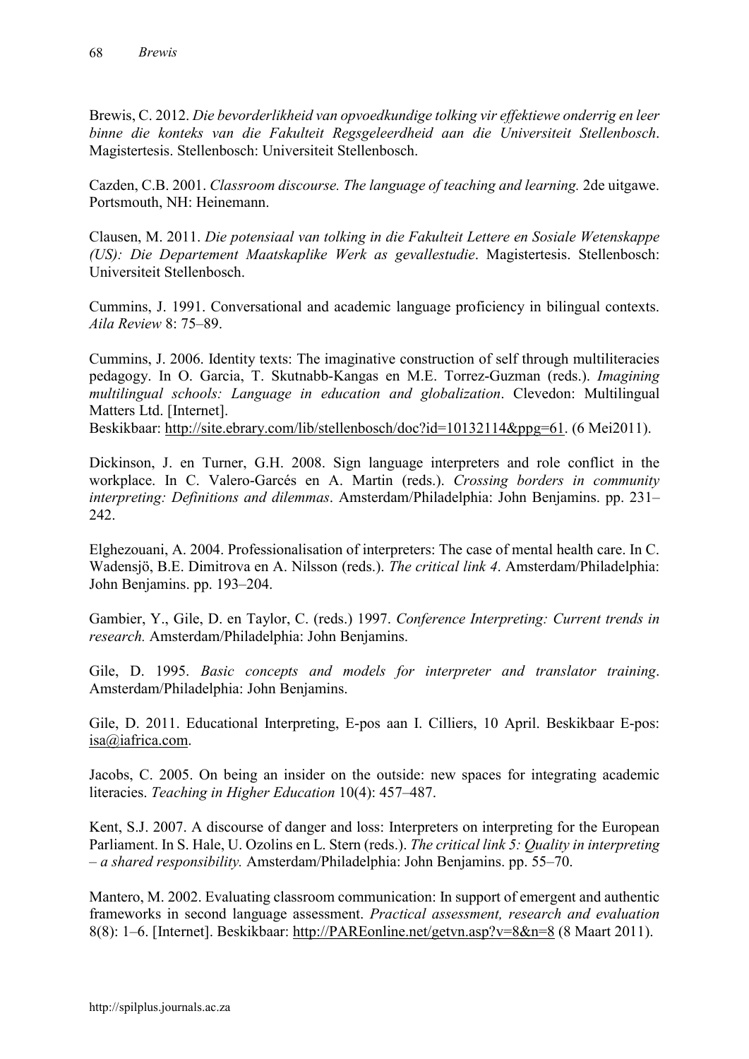Brewis, C. 2012. *Die bevorderlikheid van opvoedkundige tolking vir effektiewe onderrig en leer binne die konteks van die Fakulteit Regsgeleerdheid aan die Universiteit Stellenbosch*. Magistertesis. Stellenbosch: Universiteit Stellenbosch.

Cazden, C.B. 2001. *Classroom discourse. The language of teaching and learning.* 2de uitgawe. Portsmouth, NH: Heinemann.

Clausen, M. 2011. *Die potensiaal van tolking in die Fakulteit Lettere en Sosiale Wetenskappe (US): Die Departement Maatskaplike Werk as gevallestudie*. Magistertesis. Stellenbosch: Universiteit Stellenbosch.

Cummins, J. 1991. Conversational and academic language proficiency in bilingual contexts. *Aila Review* 8: 75–89.

Cummins, J. 2006. Identity texts: The imaginative construction of self through multiliteracies pedagogy. In O. Garcia, T. Skutnabb-Kangas en M.E. Torrez-Guzman (reds.). *Imagining multilingual schools: Language in education and globalization*. Clevedon: Multilingual Matters Ltd. [Internet].
Beskikbaar: http://site.ebrary.com/lib/stellenbosch/doc?id=10132114&ppg=61. (6 Mei2011).

Dickinson, J. en Turner, G.H. 2008. Sign language interpreters and role conflict in the workplace. In C. Valero-Garcés en A. Martin (reds.). *Crossing borders in community interpreting: Definitions and dilemmas*. Amsterdam/Philadelphia: John Benjamins. pp. 231–242.

Elghezouani, A. 2004. Professionalisation of interpreters: The case of mental health care. In C. Wadensjö, B.E. Dimitrova en A. Nilsson (reds.). *The critical link 4*. Amsterdam/Philadelphia: John Benjamins. pp. 193–204.

Gambier, Y., Gile, D. en Taylor, C. (reds.) 1997. *Conference Interpreting: Current trends in research.* Amsterdam/Philadelphia: John Benjamins.

Gile, D. 1995. *Basic concepts and models for interpreter and translator training*. Amsterdam/Philadelphia: John Benjamins.

Gile, D. 2011. Educational Interpreting, E-pos aan I. Cilliers, 10 April. Beskikbaar E-pos: isa@iafrica.com.

Jacobs, C. 2005. On being an insider on the outside: new spaces for integrating academic literacies. *Teaching in Higher Education* 10(4): 457–487.

Kent, S.J. 2007. A discourse of danger and loss: Interpreters on interpreting for the European Parliament. In S. Hale, U. Ozolins en L. Stern (reds.). *The critical link 5: Quality in interpreting – a shared responsibility.* Amsterdam/Philadelphia: John Benjamins. pp. 55–70.

Mantero, M. 2002. Evaluating classroom communication: In support of emergent and authentic frameworks in second language assessment. *Practical assessment, research and evaluation* 8(8): 1–6. [Internet]. Beskikbaar: http://PAREonline.net/getvn.asp?v=8&n=8 (8 Maart 2011).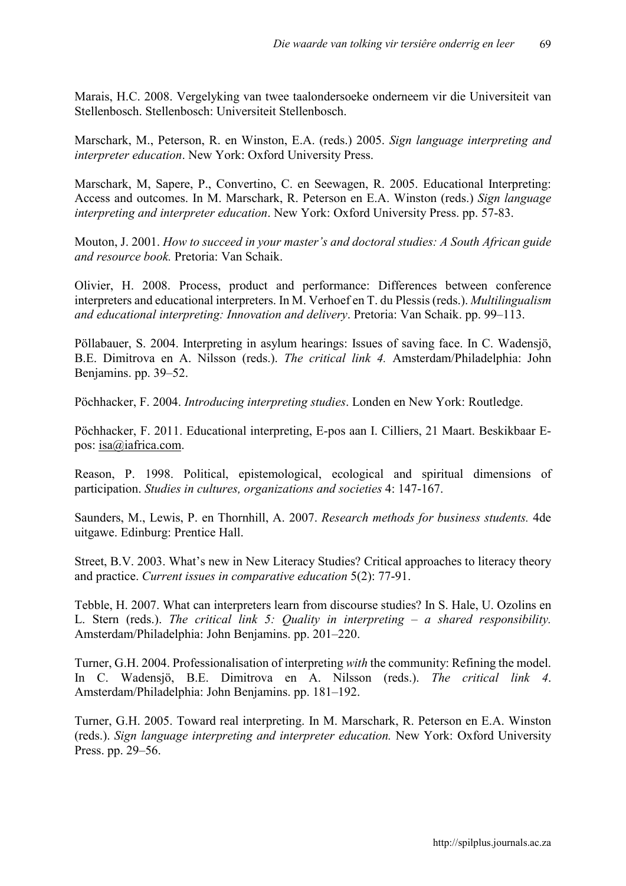Marais, H.C. 2008. Vergelyking van twee taalondersoeke onderneem vir die Universiteit van Stellenbosch. Stellenbosch: Universiteit Stellenbosch.

Marschark, M., Peterson, R. en Winston, E.A. (reds.) 2005. *Sign language interpreting and interpreter education*. New York: Oxford University Press.

Marschark, M, Sapere, P., Convertino, C. en Seewagen, R. 2005. Educational Interpreting: Access and outcomes. In M. Marschark, R. Peterson en E.A. Winston (reds.) *Sign language interpreting and interpreter education*. New York: Oxford University Press. pp. 57-83.

Mouton, J. 2001. *How to succeed in your master's and doctoral studies: A South African guide and resource book.* Pretoria: Van Schaik.

Olivier, H. 2008. Process, product and performance: Differences between conference interpreters and educational interpreters. In M. Verhoef en T. du Plessis (reds.). *Multilingualism and educational interpreting: Innovation and delivery*. Pretoria: Van Schaik. pp. 99–113.

Pöllabauer, S. 2004. Interpreting in asylum hearings: Issues of saving face. In C. Wadensjö, B.E. Dimitrova en A. Nilsson (reds.). *The critical link 4.* Amsterdam/Philadelphia: John Benjamins. pp. 39–52.

Pöchhacker, F. 2004. *Introducing interpreting studies*. Londen en New York: Routledge.

Pöchhacker, F. 2011. Educational interpreting, E-pos aan I. Cilliers, 21 Maart. Beskikbaar E-pos: isa@iafrica.com.

Reason, P. 1998. Political, epistemological, ecological and spiritual dimensions of participation. *Studies in cultures, organizations and societies* 4: 147-167.

Saunders, M., Lewis, P. en Thornhill, A. 2007. *Research methods for business students.* 4de uitgawe. Edinburg: Prentice Hall.

Street, B.V. 2003. What's new in New Literacy Studies? Critical approaches to literacy theory and practice. *Current issues in comparative education* 5(2): 77-91.

Tebble, H. 2007. What can interpreters learn from discourse studies? In S. Hale, U. Ozolins en L. Stern (reds.). *The critical link 5: Quality in interpreting – a shared responsibility.* Amsterdam/Philadelphia: John Benjamins. pp. 201–220.

Turner, G.H. 2004. Professionalisation of interpreting *with* the community: Refining the model. In C. Wadensjö, B.E. Dimitrova en A. Nilsson (reds.). *The critical link 4*. Amsterdam/Philadelphia: John Benjamins. pp. 181–192.

Turner, G.H. 2005. Toward real interpreting. In M. Marschark, R. Peterson en E.A. Winston (reds.). *Sign language interpreting and interpreter education.* New York: Oxford University Press. pp. 29–56.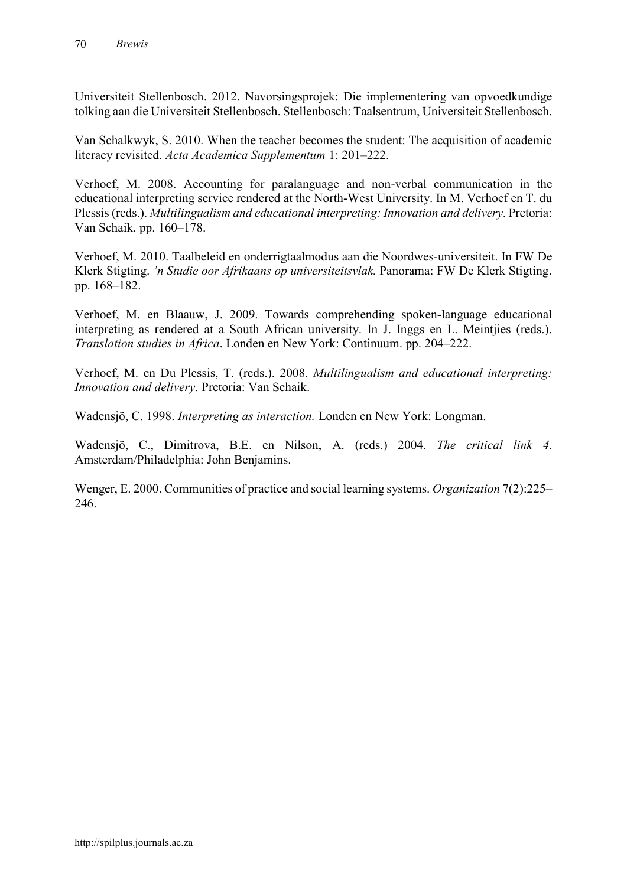Universiteit Stellenbosch. 2012. Navorsingsprojek: Die implementering van opvoedkundige tolking aan die Universiteit Stellenbosch. Stellenbosch: Taalsentrum, Universiteit Stellenbosch.

Van Schalkwyk, S. 2010. When the teacher becomes the student: The acquisition of academic literacy revisited. *Acta Academica Supplementum* 1: 201–222.

Verhoef, M. 2008. Accounting for paralanguage and non-verbal communication in the educational interpreting service rendered at the North-West University. In M. Verhoef en T. du Plessis (reds.). *Multilingualism and educational interpreting: Innovation and delivery*. Pretoria: Van Schaik. pp. 160–178.

Verhoef, M. 2010. Taalbeleid en onderrigtaalmodus aan die Noordwes-universiteit. In FW De Klerk Stigting. *'n Studie oor Afrikaans op universiteitsvlak.* Panorama: FW De Klerk Stigting. pp. 168–182.

Verhoef, M. en Blaauw, J. 2009. Towards comprehending spoken-language educational interpreting as rendered at a South African university. In J. Inggs en L. Meintjies (reds.). *Translation studies in Africa*. Londen en New York: Continuum. pp. 204–222.

Verhoef, M. en Du Plessis, T. (reds.). 2008. *Multilingualism and educational interpreting: Innovation and delivery*. Pretoria: Van Schaik.

Wadensjö, C. 1998. *Interpreting as interaction.* Londen en New York: Longman.

Wadensjö, C., Dimitrova, B.E. en Nilson, A. (reds.) 2004. *The critical link 4*. Amsterdam/Philadelphia: John Benjamins.

Wenger, E. 2000. Communities of practice and social learning systems. *Organization* 7(2):225–246.